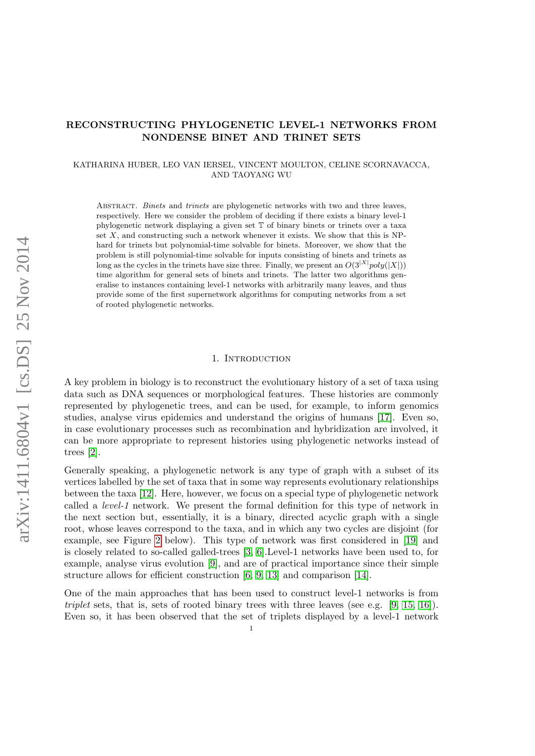# RECONSTRUCTING PHYLOGENETIC LEVEL-1 NETWORKS FROM NONDENSE BINET AND TRINET SETS

KATHARINA HUBER, LEO VAN IERSEL, VINCENT MOULTON, CELINE SCORNAVACCA, AND TAOYANG WU

Abstract. *Binets* and *trinets* are phylogenetic networks with two and three leaves, respectively. Here we consider the problem of deciding if there exists a binary level-1 phylogenetic network displaying a given set $\mathbb{T}$ of binary binets or trinets over a taxa set $X$, and constructing such a network whenever it exists. We show that this is NP-hard for trinets but polynomial-time solvable for binets. Moreover, we show that the problem is still polynomial-time solvable for inputs consisting of binets and trinets as long as the cycles in the trinets have size three. Finally, we present an $O(3^{|X|}poly(|X|))$ time algorithm for general sets of binets and trinets. The latter two algorithms generalise to instances containing level-1 networks with arbitrarily many leaves, and thus provide some of the first supernetwork algorithms for computing networks from a set of rooted phylogenetic networks.

## 1. Introduction

A key problem in biology is to reconstruct the evolutionary history of a set of taxa using data such as DNA sequences or morphological features. These histories are commonly represented by phylogenetic trees, and can be used, for example, to inform genomics studies, analyse virus epidemics and understand the origins of humans [17]. Even so, in case evolutionary processes such as recombination and hybridization are involved, it can be more appropriate to represent histories using phylogenetic networks instead of trees [2].

Generally speaking, a phylogenetic network is any type of graph with a subset of its vertices labelled by the set of taxa that in some way represents evolutionary relationships between the taxa [12]. Here, however, we focus on a special type of phylogenetic network called a *level-1* network. We present the formal definition for this type of network in the next section but, essentially, it is a binary, directed acyclic graph with a single root, whose leaves correspond to the taxa, and in which any two cycles are disjoint (for example, see Figure 2 below). This type of network was first considered in [19] and is closely related to so-called galled-trees [3, 6].Level-1 networks have been used to, for example, analyse virus evolution [9], and are of practical importance since their simple structure allows for efficient construction [6, 9, 13] and comparison [14].

One of the main approaches that has been used to construct level-1 networks is from *triplet* sets, that is, sets of rooted binary trees with three leaves (see e.g. [9, 15, 16]). Even so, it has been observed that the set of triplets displayed by a level-1 network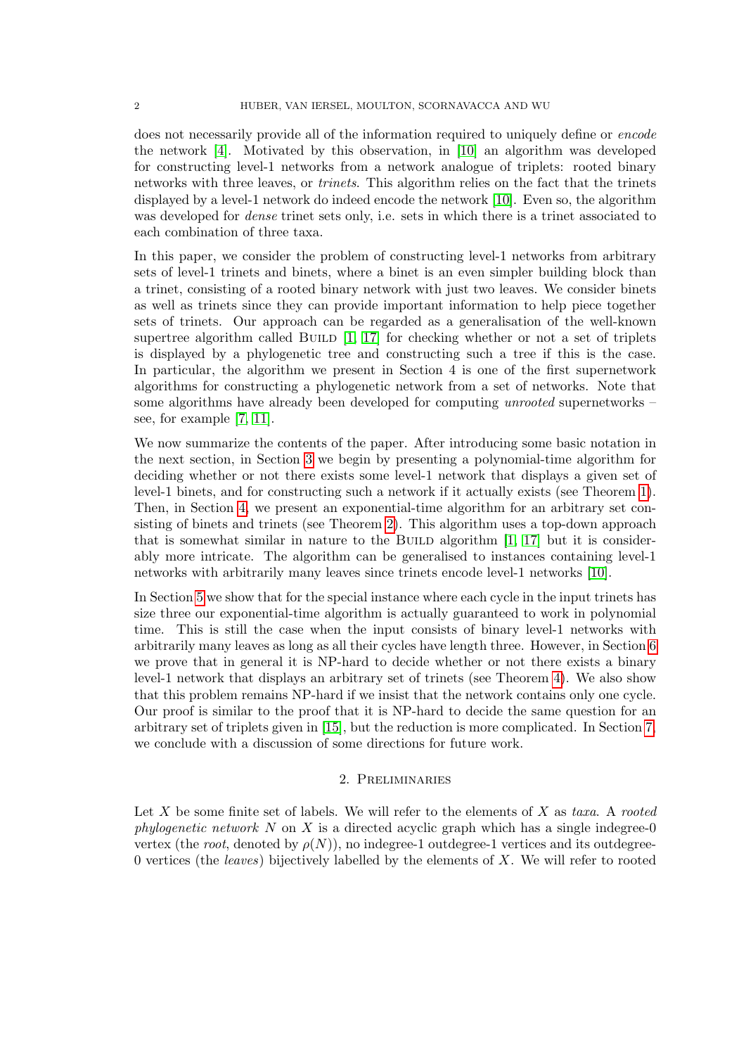does not necessarily provide all of the information required to uniquely define or *encode* the network [4]. Motivated by this observation, in [10] an algorithm was developed for constructing level-1 networks from a network analogue of triplets: rooted binary networks with three leaves, or *trinets*. This algorithm relies on the fact that the trinets displayed by a level-1 network do indeed encode the network [10]. Even so, the algorithm was developed for *dense* trinet sets only, i.e. sets in which there is a trinet associated to each combination of three taxa.

In this paper, we consider the problem of constructing level-1 networks from arbitrary sets of level-1 trinets and binets, where a binet is an even simpler building block than a trinet, consisting of a rooted binary network with just two leaves. We consider binets as well as trinets since they can provide important information to help piece together sets of trinets. Our approach can be regarded as a generalisation of the well-known supertree algorithm called Build [1, 17] for checking whether or not a set of triplets is displayed by a phylogenetic tree and constructing such a tree if this is the case. In particular, the algorithm we present in Section 4 is one of the first supernetwork algorithms for constructing a phylogenetic network from a set of networks. Note that some algorithms have already been developed for computing *unrooted* supernetworks – see, for example [7, 11].

We now summarize the contents of the paper. After introducing some basic notation in the next section, in Section 3 we begin by presenting a polynomial-time algorithm for deciding whether or not there exists some level-1 network that displays a given set of level-1 binets, and for constructing such a network if it actually exists (see Theorem 1). Then, in Section 4, we present an exponential-time algorithm for an arbitrary set consisting of binets and trinets (see Theorem 2). This algorithm uses a top-down approach that is somewhat similar in nature to the Build algorithm [1, 17] but it is considerably more intricate. The algorithm can be generalised to instances containing level-1 networks with arbitrarily many leaves since trinets encode level-1 networks [10].

In Section 5 we show that for the special instance where each cycle in the input trinets has size three our exponential-time algorithm is actually guaranteed to work in polynomial time. This is still the case when the input consists of binary level-1 networks with arbitrarily many leaves as long as all their cycles have length three. However, in Section 6 we prove that in general it is NP-hard to decide whether or not there exists a binary level-1 network that displays an arbitrary set of trinets (see Theorem 4). We also show that this problem remains NP-hard if we insist that the network contains only one cycle. Our proof is similar to the proof that it is NP-hard to decide the same question for an arbitrary set of triplets given in [15], but the reduction is more complicated. In Section 7, we conclude with a discussion of some directions for future work.

## 2. Preliminaries

Let $X$ be some finite set of labels. We will refer to the elements of $X$ as *taxa*. A *rooted phylogenetic network* $N$ on $X$ is a directed acyclic graph which has a single indegree-0 vertex (the *root*, denoted by $\rho(N)$), no indegree-1 outdegree-1 vertices and its outdegree-0 vertices (the *leaves*) bijectively labelled by the elements of $X$. We will refer to rooted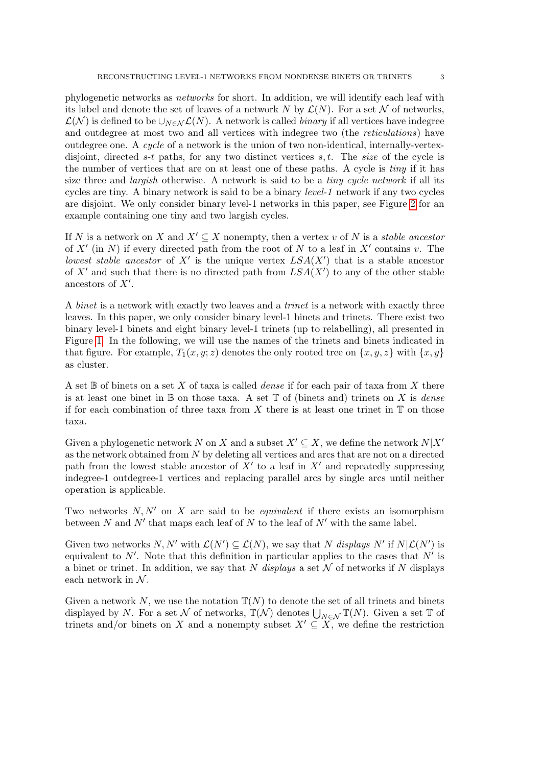phylogenetic networks as *networks* for short. In addition, we will identify each leaf with its label and denote the set of leaves of a network $N$ by $\mathcal{L}(N)$. For a set $\mathcal{N}$ of networks, $\mathcal{L}(\mathcal{N})$ is defined to be $\cup_{N\in\mathcal{N}}\mathcal{L}(N)$. A network is called *binary* if all vertices have indegree and outdegree at most two and all vertices with indegree two (the *reticulations*) have outdegree one. A *cycle* of a network is the union of two non-identical, internally-vertex-disjoint, directed $s$-$t$ paths, for any two distinct vertices $s, t$. The *size* of the cycle is the number of vertices that are on at least one of these paths. A cycle is *tiny* if it has size three and *largish* otherwise. A network is said to be a *tiny cycle network* if all its cycles are tiny. A binary network is said to be a binary *level-1* network if any two cycles are disjoint. We only consider binary level-1 networks in this paper, see Figure 2 for an example containing one tiny and two largish cycles.

If $N$ is a network on $X$ and $X' \subseteq X$ nonempty, then a vertex $v$ of $N$ is a *stable ancestor* of $X'$ (in $N$) if every directed path from the root of $N$ to a leaf in $X'$ contains $v$. The *lowest stable ancestor* of $X'$ is the unique vertex $LSA(X')$ that is a stable ancestor of $X'$ and such that there is no directed path from $LSA(X')$ to any of the other stable ancestors of $X'$.

A *binet* is a network with exactly two leaves and a *trinet* is a network with exactly three leaves. In this paper, we only consider binary level-1 binets and trinets. There exist two binary level-1 binets and eight binary level-1 trinets (up to relabelling), all presented in Figure 1. In the following, we will use the names of the trinets and binets indicated in that figure. For example, $T_1(x, y; z)$ denotes the only rooted tree on $\{x, y, z\}$ with $\{x, y\}$ as cluster.

A set $\mathbb{B}$ of binets on a set $X$ of taxa is called *dense* if for each pair of taxa from $X$ there is at least one binet in $\mathbb{B}$ on those taxa. A set $\mathbb{T}$ of (binets and) trinets on $X$ is *dense* if for each combination of three taxa from $X$ there is at least one trinet in $\mathbb{T}$ on those taxa.

Given a phylogenetic network $N$ on $X$ and a subset $X' \subseteq X$, we define the network $N|X'$ as the network obtained from $N$ by deleting all vertices and arcs that are not on a directed path from the lowest stable ancestor of $X'$ to a leaf in $X'$ and repeatedly suppressing indegree-1 outdegree-1 vertices and replacing parallel arcs by single arcs until neither operation is applicable.

Two networks $N, N'$ on $X$ are said to be *equivalent* if there exists an isomorphism between $N$ and $N'$ that maps each leaf of $N$ to the leaf of $N'$ with the same label.

Given two networks $N, N'$ with $\mathcal{L}(N') \subseteq \mathcal{L}(N)$, we say that $N$ *displays* $N'$ if $N|\mathcal{L}(N')$ is equivalent to $N'$. Note that this definition in particular applies to the cases that $N'$ is a binet or trinet. In addition, we say that $N$ *displays* a set $\mathcal{N}$ of networks if $N$ displays each network in $\mathcal{N}$.

Given a network $N$, we use the notation $\mathbb{T}(N)$ to denote the set of all trinets and binets displayed by $N$. For a set $\mathcal{N}$ of networks, $\mathbb{T}(\mathcal{N})$ denotes $\bigcup_{N\in\mathcal{N}}\mathbb{T}(N)$. Given a set $\mathbb{T}$ of trinets and/or binets on $X$ and a nonempty subset $X' \subseteq X$, we define the restriction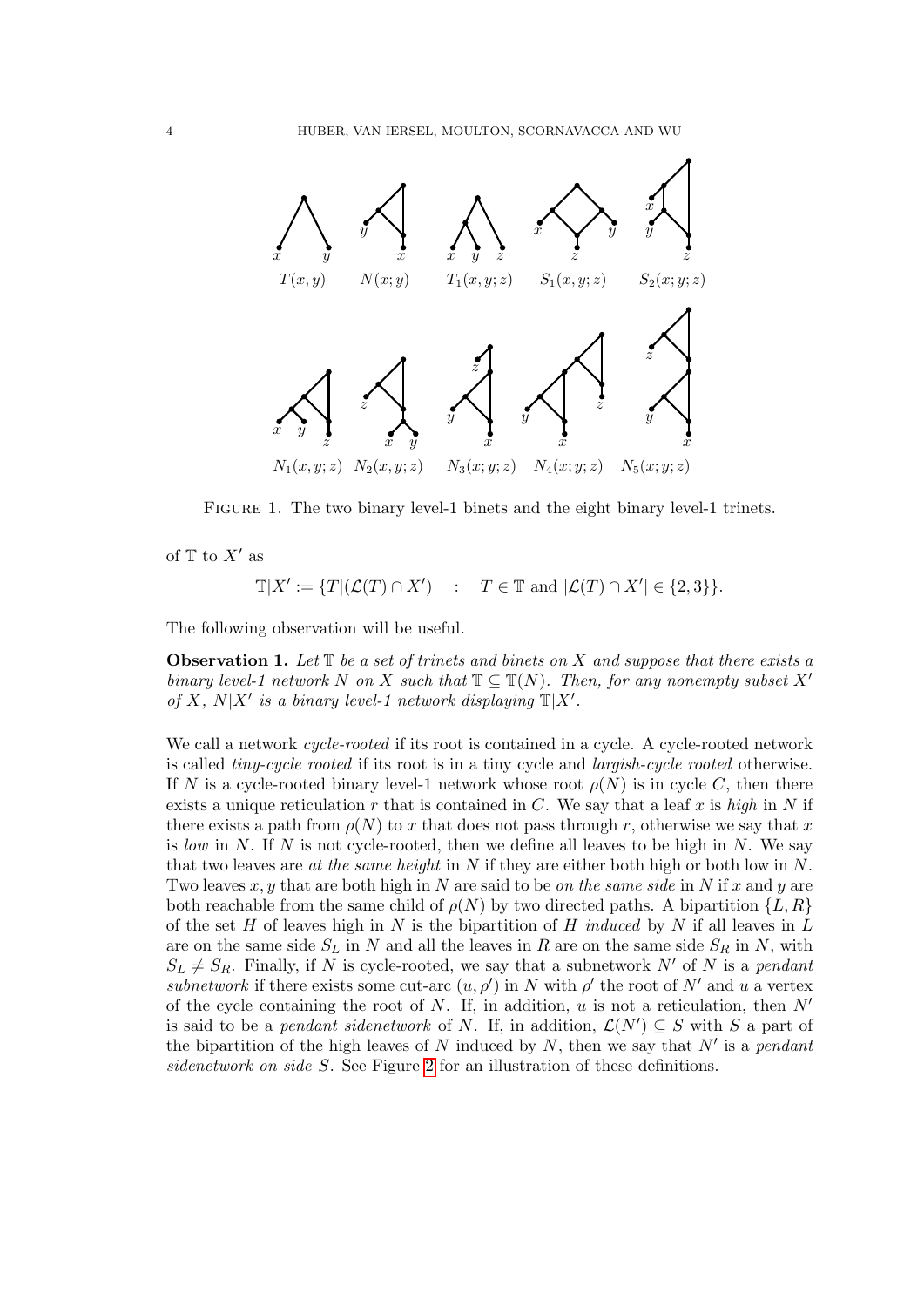Figure 1. The two binary level-1 binets and the eight binary level-1 trinets.

of $\mathbb{T}$ to $X'$ as

$$\mathbb{T}|X' := \{T|(\mathcal{L}(T) \cap X') \quad : \quad T \in \mathbb{T} \text{ and } |\mathcal{L}(T) \cap X'| \in \{2,3\}\}.$$

The following observation will be useful.

**Observation 1.** *Let $\mathbb{T}$ be a set of trinets and binets on $X$ and suppose that there exists a binary level-1 network $N$ on $X$ such that $\mathbb{T} \subseteq \mathbb{T}(N)$. Then, for any nonempty subset $X'$ of $X$, $N|X'$ is a binary level-1 network displaying $\mathbb{T}|X'$.*

We call a network *cycle-rooted* if its root is contained in a cycle. A cycle-rooted network is called *tiny-cycle rooted* if its root is in a tiny cycle and *largish-cycle rooted* otherwise. If $N$ is a cycle-rooted binary level-1 network whose root $\rho(N)$ is in cycle $C$, then there exists a unique reticulation $r$ that is contained in $C$. We say that a leaf $x$ is *high* in $N$ if there exists a path from $\rho(N)$ to $x$ that does not pass through $r$, otherwise we say that $x$ is *low* in $N$. If $N$ is not cycle-rooted, then we define all leaves to be high in $N$. We say that two leaves are *at the same height* in $N$ if they are either both high or both low in $N$. Two leaves $x, y$ that are both high in $N$ are said to be *on the same side* in $N$ if $x$ and $y$ are both reachable from the same child of $\rho(N)$ by two directed paths. A bipartition $\{L, R\}$ of the set $H$ of leaves high in $N$ is the bipartition of $H$ *induced* by $N$ if all leaves in $L$ are on the same side $S_L$ in $N$ and all the leaves in $R$ are on the same side $S_R$ in $N$, with $S_L \neq S_R$. Finally, if $N$ is cycle-rooted, we say that a subnetwork $N'$ of $N$ is a *pendant subnetwork* if there exists some cut-arc $(u, \rho')$ in $N$ with $\rho'$ the root of $N'$ and $u$ a vertex of the cycle containing the root of $N$. If, in addition, $u$ is not a reticulation, then $N'$ is said to be a *pendant sidenetwork* of $N$. If, in addition, $\mathcal{L}(N') \subseteq S$ with $S$ a part of the bipartition of the high leaves of $N$ induced by $N$, then we say that $N'$ is a *pendant sidenetwork on side $S$*. See Figure 2 for an illustration of these definitions.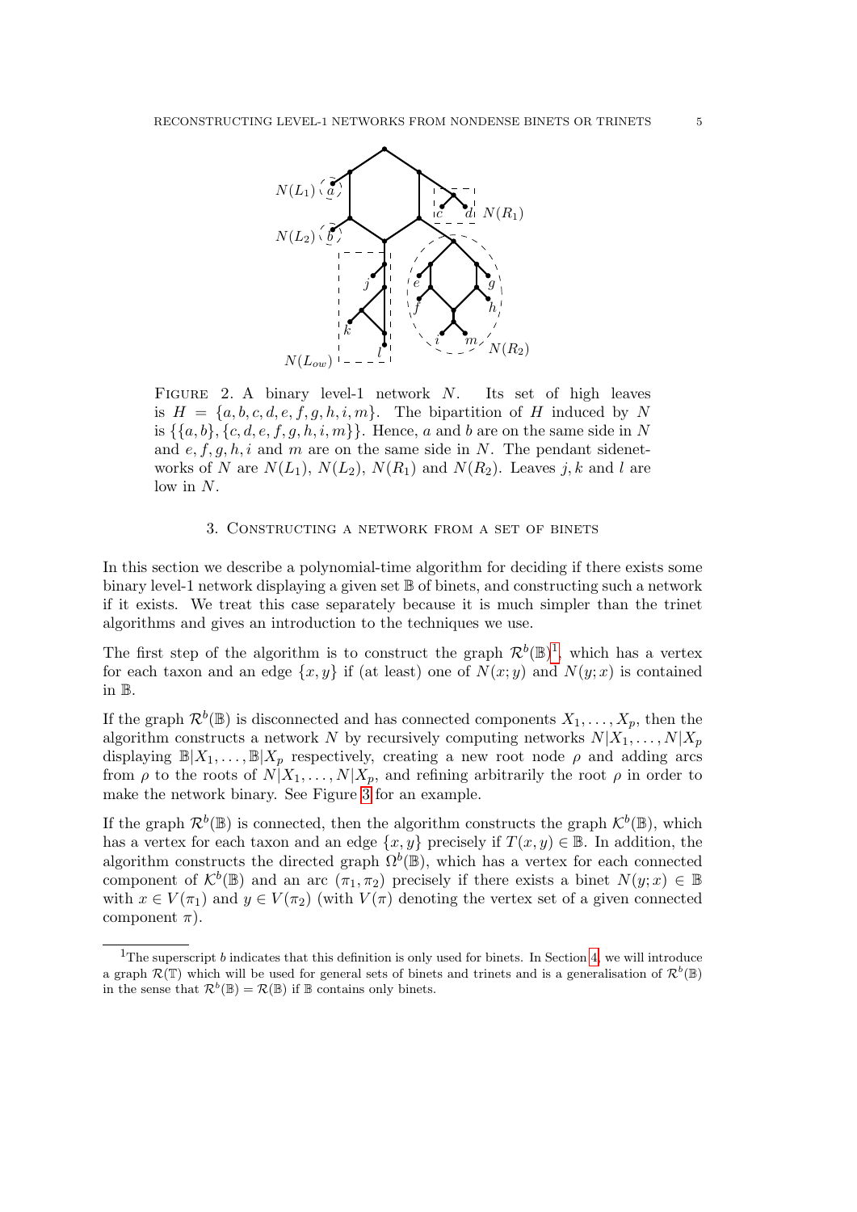FIGURE 2. A binary level-1 network $N$. Its set of high leaves is $H = \{a, b, c, d, e, f, g, h, i, m\}$. The bipartition of $H$ induced by $N$ is $\{\{a, b\}, \{c, d, e, f, g, h, i, m\}\}$. Hence, $a$ and $b$ are on the same side in $N$ and $e, f, g, h, i$ and $m$ are on the same side in $N$. The pendant sidenetworks of $N$ are $N(L_1)$, $N(L_2)$, $N(R_1)$ and $N(R_2)$. Leaves $j, k$ and $l$ are low in $N$.

## 3. Constructing a network from a set of binets

In this section we describe a polynomial-time algorithm for deciding if there exists some binary level-1 network displaying a given set $\mathbb{B}$ of binets, and constructing such a network if it exists. We treat this case separately because it is much simpler than the trinet algorithms and gives an introduction to the techniques we use.

The first step of the algorithm is to construct the graph $\mathcal{R}^b(\mathbb{B})$[1], which has a vertex for each taxon and an edge $\{x, y\}$ if (at least) one of $N(x; y)$ and $N(y; x)$ is contained in $\mathbb{B}$.

If the graph $\mathcal{R}^b(\mathbb{B})$ is disconnected and has connected components $X_1, \ldots, X_p$, then the algorithm constructs a network $N$ by recursively computing networks $N|X_1, \ldots, N|X_p$ displaying $\mathbb{B}|X_1, \ldots, \mathbb{B}|X_p$ respectively, creating a new root node $\rho$ and adding arcs from $\rho$ to the roots of $N|X_1, \ldots, N|X_p$, and refining arbitrarily the root $\rho$ in order to make the network binary. See Figure 3 for an example.

If the graph $\mathcal{R}^b(\mathbb{B})$ is connected, then the algorithm constructs the graph $\mathcal{K}^b(\mathbb{B})$, which has a vertex for each taxon and an edge $\{x, y\}$ precisely if $T(x, y) \in \mathbb{B}$. In addition, the algorithm constructs the directed graph $\Omega^b(\mathbb{B})$, which has a vertex for each connected component of $\mathcal{K}^b(\mathbb{B})$ and an arc $(\pi_1, \pi_2)$ precisely if there exists a binet $N(y; x) \in \mathbb{B}$ with $x \in V(\pi_1)$ and $y \in V(\pi_2)$ (with $V(\pi)$ denoting the vertex set of a given connected component $\pi$).

---

[1] The superscript $b$ indicates that this definition is only used for binets. In Section 4, we will introduce a graph $\mathcal{R}(\mathbb{T})$ which will be used for general sets of binets and trinets and is a generalisation of $\mathcal{R}^b(\mathbb{B})$ in the sense that $\mathcal{R}^b(\mathbb{B}) = \mathcal{R}(\mathbb{B})$ if $\mathbb{B}$ contains only binets.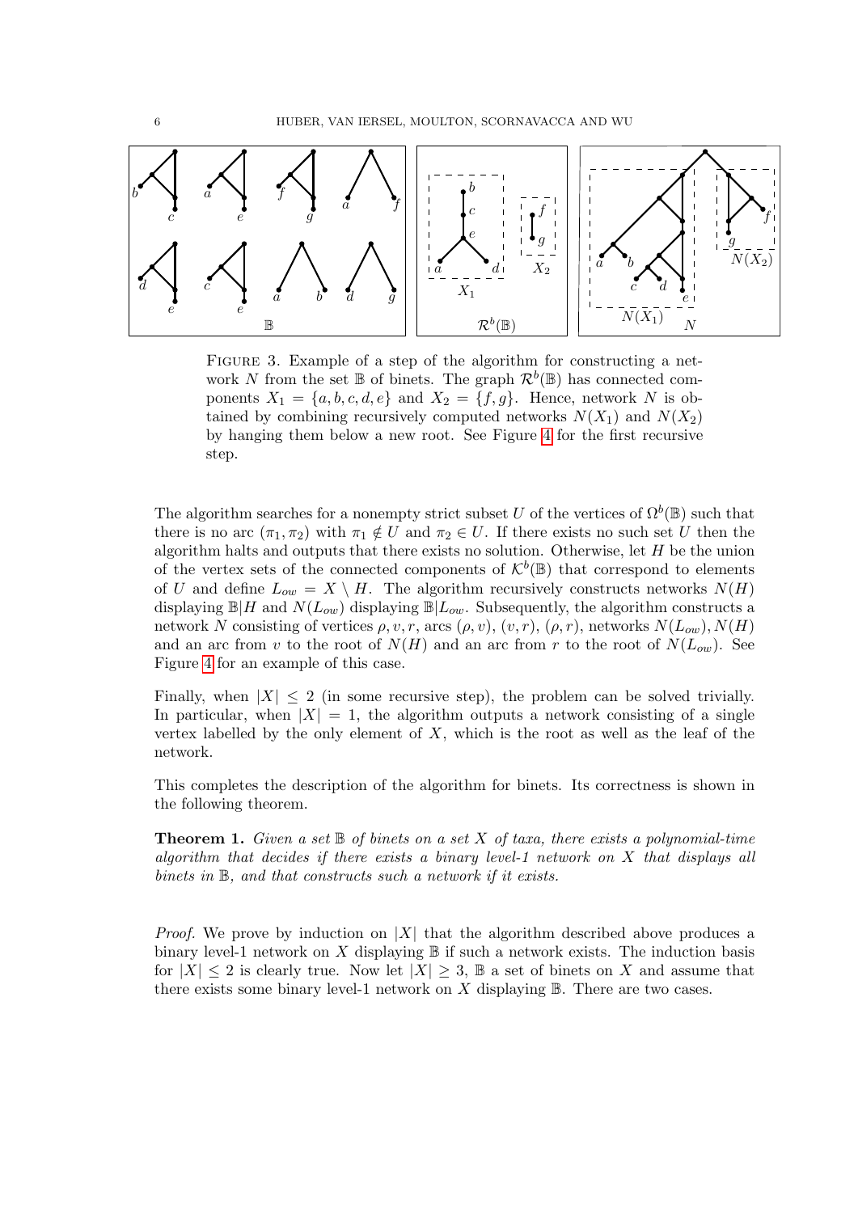Figure 3. Example of a step of the algorithm for constructing a network $N$ from the set $\mathbb{B}$ of binets. The graph $\mathcal{R}^b(\mathbb{B})$ has connected components $X_1 = \{a, b, c, d, e\}$ and $X_2 = \{f, g\}$. Hence, network $N$ is obtained by combining recursively computed networks $N(X_1)$ and $N(X_2)$ by hanging them below a new root. See Figure 4 for the first recursive step.

The algorithm searches for a nonempty strict subset $U$ of the vertices of $\Omega^b(\mathbb{B})$ such that there is no arc $(\pi_1, \pi_2)$ with $\pi_1 \notin U$ and $\pi_2 \in U$. If there exists no such set $U$ then the algorithm halts and outputs that there exists no solution. Otherwise, let $H$ be the union of the vertex sets of the connected components of $\mathcal{K}^b(\mathbb{B})$ that correspond to elements of $U$ and define $L_{ow} = X \setminus H$. The algorithm recursively constructs networks $N(H)$ displaying $\mathbb{B}|H$ and $N(L_{ow})$ displaying $\mathbb{B}|L_{ow}$. Subsequently, the algorithm constructs a network $N$ consisting of vertices $\rho, v, r$, arcs $(\rho, v)$, $(v, r)$, $(\rho, r)$, networks $N(L_{ow}), N(H)$ and an arc from $v$ to the root of $N(H)$ and an arc from $r$ to the root of $N(L_{ow})$. See Figure 4 for an example of this case.

Finally, when $|X| \leq 2$ (in some recursive step), the problem can be solved trivially. In particular, when $|X| = 1$, the algorithm outputs a network consisting of a single vertex labelled by the only element of $X$, which is the root as well as the leaf of the network.

This completes the description of the algorithm for binets. Its correctness is shown in the following theorem.

**Theorem 1.** *Given a set $\mathbb{B}$ of binets on a set $X$ of taxa, there exists a polynomial-time algorithm that decides if there exists a binary level-1 network on $X$ that displays all binets in $\mathbb{B}$, and that constructs such a network if it exists.*

*Proof.* We prove by induction on $|X|$ that the algorithm described above produces a binary level-1 network on $X$ displaying $\mathbb{B}$ if such a network exists. The induction basis for $|X| \leq 2$ is clearly true. Now let $|X| \geq 3$, $\mathbb{B}$ a set of binets on $X$ and assume that there exists some binary level-1 network on $X$ displaying $\mathbb{B}$. There are two cases.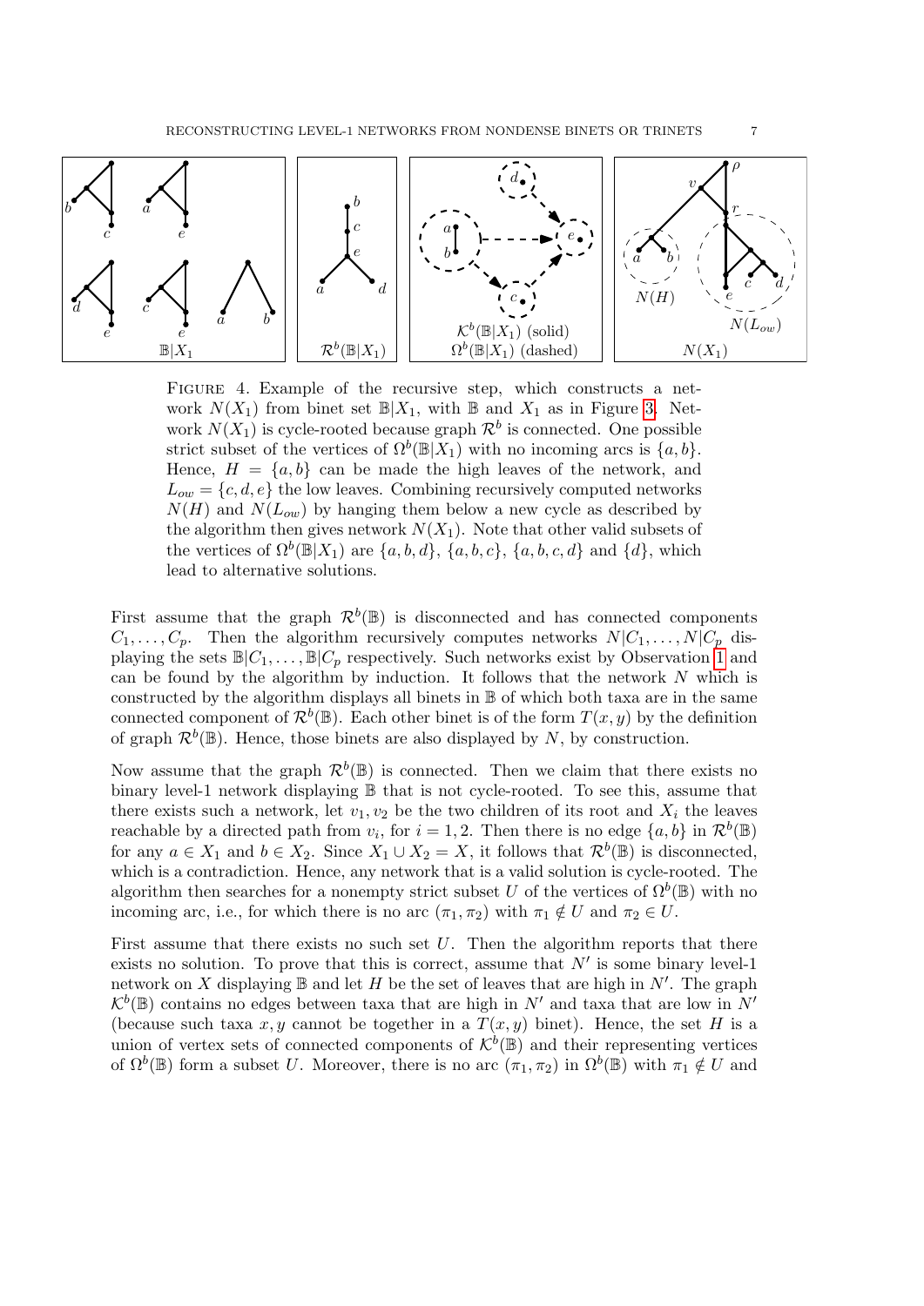Figure 4. Example of the recursive step, which constructs a network $N(X_1)$ from binet set $\mathbb{B}|X_1$, with $\mathbb{B}$ and $X_1$ as in Figure 3. Network $N(X_1)$ is cycle-rooted because graph $\mathcal{R}^b$ is connected. One possible strict subset of the vertices of $\Omega^b(\mathbb{B}|X_1)$ with no incoming arcs is $\{a, b\}$. Hence, $H = \{a, b\}$ can be made the high leaves of the network, and $L_{ow} = \{c, d, e\}$ the low leaves. Combining recursively computed networks $N(H)$ and $N(L_{ow})$ by hanging them below a new cycle as described by the algorithm then gives network $N(X_1)$. Note that other valid subsets of the vertices of $\Omega^b(\mathbb{B}|X_1)$ are $\{a, b, d\}$, $\{a, b, c\}$, $\{a, b, c, d\}$ and $\{d\}$, which lead to alternative solutions.

First assume that the graph $\mathcal{R}^b(\mathbb{B})$ is disconnected and has connected components $C_1, \ldots, C_p$. Then the algorithm recursively computes networks $N|C_1, \ldots, N|C_p$ displaying the sets $\mathbb{B}|C_1, \ldots, \mathbb{B}|C_p$ respectively. Such networks exist by Observation 1 and can be found by the algorithm by induction. It follows that the network $N$ which is constructed by the algorithm displays all binets in $\mathbb{B}$ of which both taxa are in the same connected component of $\mathcal{R}^b(\mathbb{B})$. Each other binet is of the form $T(x, y)$ by the definition of graph $\mathcal{R}^b(\mathbb{B})$. Hence, those binets are also displayed by $N$, by construction.

Now assume that the graph $\mathcal{R}^b(\mathbb{B})$ is connected. Then we claim that there exists no binary level-1 network displaying $\mathbb{B}$ that is not cycle-rooted. To see this, assume that there exists such a network, let $v_1, v_2$ be the two children of its root and $X_i$ the leaves reachable by a directed path from $v_i$, for $i = 1, 2$. Then there is no edge $\{a, b\}$ in $\mathcal{R}^b(\mathbb{B})$ for any $a \in X_1$ and $b \in X_2$. Since $X_1 \cup X_2 = X$, it follows that $\mathcal{R}^b(\mathbb{B})$ is disconnected, which is a contradiction. Hence, any network that is a valid solution is cycle-rooted. The algorithm then searches for a nonempty strict subset $U$ of the vertices of $\Omega^b(\mathbb{B})$ with no incoming arc, i.e., for which there is no arc $(\pi_1, \pi_2)$ with $\pi_1 \notin U$ and $\pi_2 \in U$.

First assume that there exists no such set $U$. Then the algorithm reports that there exists no solution. To prove that this is correct, assume that $N'$ is some binary level-1 network on $X$ displaying $\mathbb{B}$ and let $H$ be the set of leaves that are high in $N'$. The graph $\mathcal{K}^b(\mathbb{B})$ contains no edges between taxa that are high in $N'$ and taxa that are low in $N'$ (because such taxa $x, y$ cannot be together in a $T(x, y)$ binet). Hence, the set $H$ is a union of vertex sets of connected components of $\mathcal{K}^b(\mathbb{B})$ and their representing vertices of $\Omega^b(\mathbb{B})$ form a subset $U$. Moreover, there is no arc $(\pi_1, \pi_2)$ in $\Omega^b(\mathbb{B})$ with $\pi_1 \notin U$ and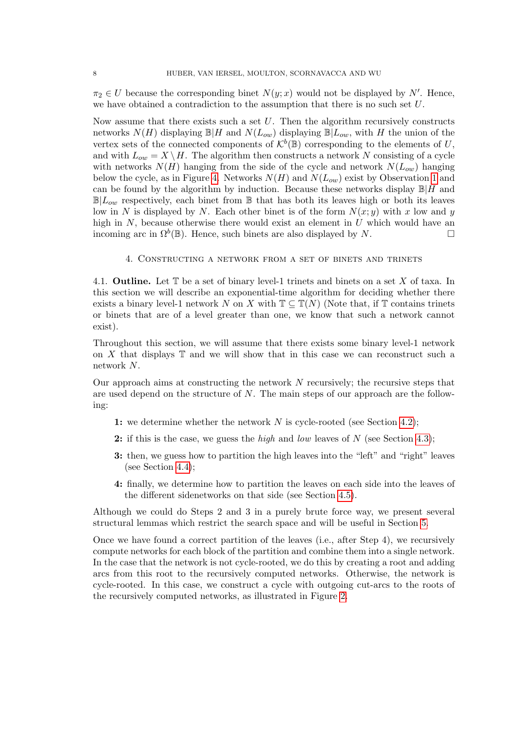$\pi_2 \in U$ because the corresponding binet $N(y;x)$ would not be displayed by $N'$. Hence, we have obtained a contradiction to the assumption that there is no such set $U$.

Now assume that there exists such a set $U$. Then the algorithm recursively constructs networks $N(H)$ displaying $\mathbb{B}|H$ and $N(L_{ow})$ displaying $\mathbb{B}|L_{ow}$, with $H$ the union of the vertex sets of the connected components of $\mathcal{K}^b(\mathbb{B})$ corresponding to the elements of $U$, and with $L_{ow} = X \setminus H$. The algorithm then constructs a network $N$ consisting of a cycle with networks $N(H)$ hanging from the side of the cycle and network $N(L_{ow})$ hanging below the cycle, as in Figure 4. Networks $N(H)$ and $N(L_{ow})$ exist by Observation 1 and can be found by the algorithm by induction. Because these networks display $\mathbb{B}|H$ and $\mathbb{B}|L_{ow}$ respectively, each binet from $\mathbb{B}$ that has both its leaves high or both its leaves low in $N$ is displayed by $N$. Each other binet is of the form $N(x;y)$ with $x$ low and $y$ high in $N$, because otherwise there would exist an element in $U$ which would have an incoming arc in $\Omega^b(\mathbb{B})$. Hence, such binets are also displayed by $N$. □

## 4. Constructing a network from a set of binets and trinets

4.1. **Outline.** Let $\mathbb{T}$ be a set of binary level-1 trinets and binets on a set $X$ of taxa. In this section we will describe an exponential-time algorithm for deciding whether there exists a binary level-1 network $N$ on $X$ with $\mathbb{T} \subseteq \mathbb{T}(N)$ (Note that, if $\mathbb{T}$ contains trinets or binets that are of a level greater than one, we know that such a network cannot exist).

Throughout this section, we will assume that there exists some binary level-1 network on $X$ that displays $\mathbb{T}$ and we will show that in this case we can reconstruct such a network $N$.

Our approach aims at constructing the network $N$ recursively; the recursive steps that are used depend on the structure of $N$. The main steps of our approach are the following:

- **1:** we determine whether the network $N$ is cycle-rooted (see Section 4.2);
- **2:** if this is the case, we guess the *high* and *low* leaves of $N$ (see Section 4.3);
- **3:** then, we guess how to partition the high leaves into the "left" and "right" leaves (see Section 4.4);
- **4:** finally, we determine how to partition the leaves on each side into the leaves of the different sidenetworks on that side (see Section 4.5).

Although we could do Steps 2 and 3 in a purely brute force way, we present several structural lemmas which restrict the search space and will be useful in Section 5.

Once we have found a correct partition of the leaves (i.e., after Step 4), we recursively compute networks for each block of the partition and combine them into a single network. In the case that the network is not cycle-rooted, we do this by creating a root and adding arcs from this root to the recursively computed networks. Otherwise, the network is cycle-rooted. In this case, we construct a cycle with outgoing cut-arcs to the roots of the recursively computed networks, as illustrated in Figure 2.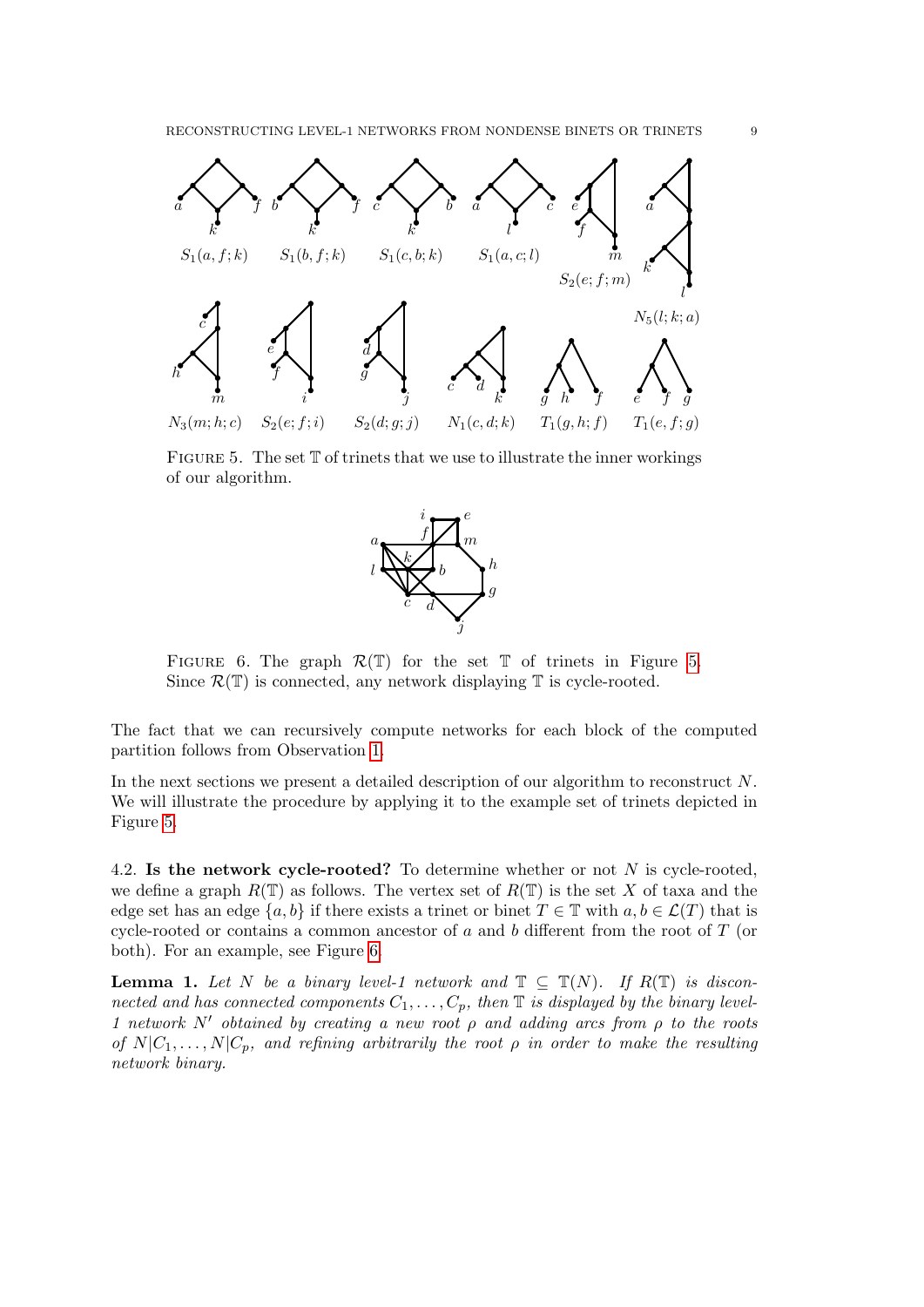FIGURE 5. The set $\mathbb{T}$ of trinets that we use to illustrate the inner workings of our algorithm.

FIGURE 6. The graph $\mathcal{R}(\mathbb{T})$ for the set $\mathbb{T}$ of trinets in Figure 5. Since $\mathcal{R}(\mathbb{T})$ is connected, any network displaying $\mathbb{T}$ is cycle-rooted.

The fact that we can recursively compute networks for each block of the computed partition follows from Observation 1.

In the next sections we present a detailed description of our algorithm to reconstruct $N$. We will illustrate the procedure by applying it to the example set of trinets depicted in Figure 5.

4.2. **Is the network cycle-rooted?** To determine whether or not $N$ is cycle-rooted, we define a graph $R(\mathbb{T})$ as follows. The vertex set of $R(\mathbb{T})$ is the set $X$ of taxa and the edge set has an edge $\{a, b\}$ if there exists a trinet or binet $T \in \mathbb{T}$ with $a, b \in \mathcal{L}(T)$ that is cycle-rooted or contains a common ancestor of $a$ and $b$ different from the root of $T$ (or both). For an example, see Figure 6.

**Lemma 1.** *Let $N$ be a binary level-1 network and $\mathbb{T} \subseteq \mathbb{T}(N)$. If $R(\mathbb{T})$ is disconnected and has connected components $C_1, \ldots, C_p$, then $\mathbb{T}$ is displayed by the binary level-1 network $N'$ obtained by creating a new root $\rho$ and adding arcs from $\rho$ to the roots of $N|C_1, \ldots, N|C_p$, and refining arbitrarily the root $\rho$ in order to make the resulting network binary.*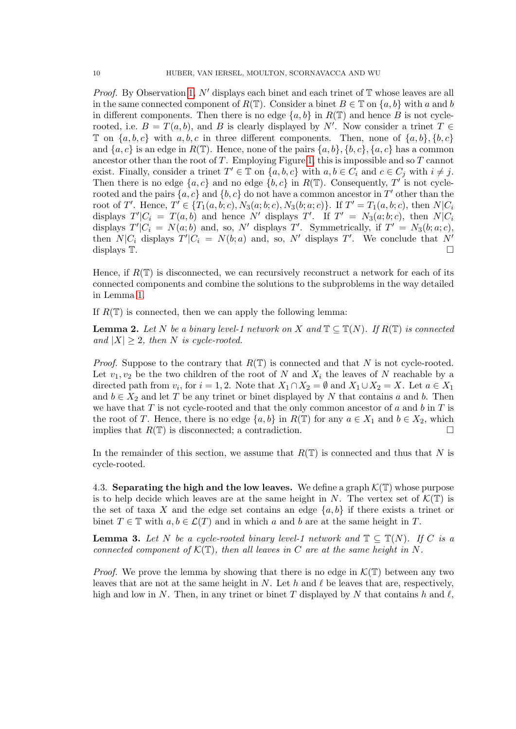*Proof.* By Observation 1, $N'$ displays each binet and each trinet of $\mathbb{T}$ whose leaves are all in the same connected component of $R(\mathbb{T})$. Consider a binet $B \in \mathbb{T}$ on $\{a, b\}$ with $a$ and $b$ in different components. Then there is no edge $\{a, b\}$ in $R(\mathbb{T})$ and hence $B$ is not cycle-rooted, i.e. $B = T(a, b)$, and $B$ is clearly displayed by $N'$. Now consider a trinet $T \in \mathbb{T}$ on $\{a, b, c\}$ with $a, b, c$ in three different components. Then, none of $\{a, b\}, \{b, c\}$ and $\{a, c\}$ is an edge in $R(\mathbb{T})$. Hence, none of the pairs $\{a, b\}, \{b, c\}, \{a, c\}$ has a common ancestor other than the root of $T$. Employing Figure 1, this is impossible and so $T$ cannot exist. Finally, consider a trinet $T' \in \mathbb{T}$ on $\{a, b, c\}$ with $a, b \in C_i$ and $c \in C_j$ with $i \neq j$. Then there is no edge $\{a, c\}$ and no edge $\{b, c\}$ in $R(\mathbb{T})$. Consequently, $T'$ is not cycle-rooted and the pairs $\{a, c\}$ and $\{b, c\}$ do not have a common ancestor in $T'$ other than the root of $T'$. Hence, $T' \in \{T_1(a, b; c), N_3(a; b; c), N_3(b; a; c)\}$. If $T' = T_1(a, b; c)$, then $N|C_i$ displays $T'|C_i = T(a, b)$ and hence $N'$ displays $T'$. If $T' = N_3(a; b; c)$, then $N|C_i$ displays $T'|C_i = N(a; b)$ and, so, $N'$ displays $T'$. Symmetrically, if $T' = N_3(b; a; c)$, then $N|C_i$ displays $T'|C_i = N(b; a)$ and, so, $N'$ displays $T'$. We conclude that $N'$ displays $\mathbb{T}$. □

Hence, if $R(\mathbb{T})$ is disconnected, we can recursively reconstruct a network for each of its connected components and combine the solutions to the subproblems in the way detailed in Lemma 1.

If $R(\mathbb{T})$ is connected, then we can apply the following lemma:

**Lemma 2.** *Let $N$ be a binary level-1 network on $X$ and $\mathbb{T} \subseteq \mathbb{T}(N)$. If $R(\mathbb{T})$ is connected and $|X| \geq 2$, then $N$ is cycle-rooted.*

*Proof.* Suppose to the contrary that $R(\mathbb{T})$ is connected and that $N$ is not cycle-rooted. Let $v_1, v_2$ be the two children of the root of $N$ and $X_i$ the leaves of $N$ reachable by a directed path from $v_i$, for $i = 1, 2$. Note that $X_1 \cap X_2 = \emptyset$ and $X_1 \cup X_2 = X$. Let $a \in X_1$ and $b \in X_2$ and let $T$ be any trinet or binet displayed by $N$ that contains $a$ and $b$. Then we have that $T$ is not cycle-rooted and that the only common ancestor of $a$ and $b$ in $T$ is the root of $T$. Hence, there is no edge $\{a, b\}$ in $R(\mathbb{T})$ for any $a \in X_1$ and $b \in X_2$, which implies that $R(\mathbb{T})$ is disconnected; a contradiction. □

In the remainder of this section, we assume that $R(\mathbb{T})$ is connected and thus that $N$ is cycle-rooted.

4.3. **Separating the high and the low leaves.** We define a graph $\mathcal{K}(\mathbb{T})$ whose purpose is to help decide which leaves are at the same height in $N$. The vertex set of $\mathcal{K}(\mathbb{T})$ is the set of taxa $X$ and the edge set contains an edge $\{a, b\}$ if there exists a trinet or binet $T \in \mathbb{T}$ with $a, b \in \mathcal{L}(T)$ and in which $a$ and $b$ are at the same height in $T$.

**Lemma 3.** *Let $N$ be a cycle-rooted binary level-1 network and $\mathbb{T} \subseteq \mathbb{T}(N)$. If $C$ is a connected component of $\mathcal{K}(\mathbb{T})$, then all leaves in $C$ are at the same height in $N$.*

*Proof.* We prove the lemma by showing that there is no edge in $\mathcal{K}(\mathbb{T})$ between any two leaves that are not at the same height in $N$. Let $h$ and $\ell$ be leaves that are, respectively, high and low in $N$. Then, in any trinet or binet $T$ displayed by $N$ that contains $h$ and $\ell$,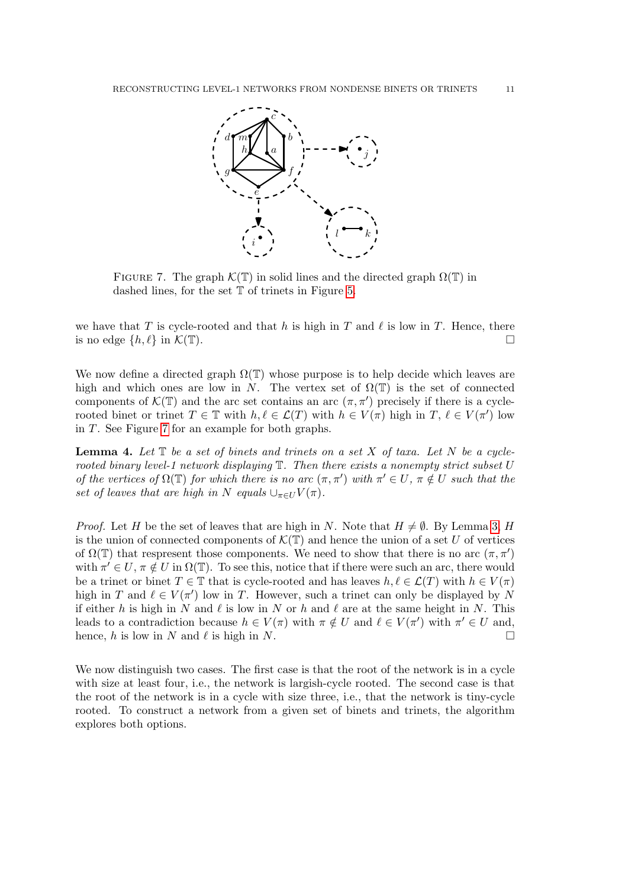FIGURE 7. The graph $\mathcal{K}(\mathbb{T})$ in solid lines and the directed graph $\Omega(\mathbb{T})$ in dashed lines, for the set $\mathbb{T}$ of trinets in Figure 5.

we have that $T$ is cycle-rooted and that $h$ is high in $T$ and $\ell$ is low in $T$. Hence, there is no edge $\{h, \ell\}$ in $\mathcal{K}(\mathbb{T})$. □

We now define a directed graph $\Omega(\mathbb{T})$ whose purpose is to help decide which leaves are high and which ones are low in $N$. The vertex set of $\Omega(\mathbb{T})$ is the set of connected components of $\mathcal{K}(\mathbb{T})$ and the arc set contains an arc $(\pi, \pi')$ precisely if there is a cycle-rooted binet or trinet $T \in \mathbb{T}$ with $h, \ell \in \mathcal{L}(T)$ with $h \in V(\pi)$ high in $T$, $\ell \in V(\pi')$ low in $T$. See Figure 7 for an example for both graphs.

**Lemma 4.** *Let $\mathbb{T}$ be a set of binets and trinets on a set $X$ of taxa. Let $N$ be a cycle-rooted binary level-1 network displaying $\mathbb{T}$. Then there exists a nonempty strict subset $U$ of the vertices of $\Omega(\mathbb{T})$ for which there is no arc $(\pi, \pi')$ with $\pi' \in U$, $\pi \notin U$ such that the set of leaves that are high in $N$ equals $\cup_{\pi \in U} V(\pi)$.*

*Proof.* Let $H$ be the set of leaves that are high in $N$. Note that $H \neq \emptyset$. By Lemma 3, $H$ is the union of connected components of $\mathcal{K}(\mathbb{T})$ and hence the union of a set $U$ of vertices of $\Omega(\mathbb{T})$ that respresent those components. We need to show that there is no arc $(\pi, \pi')$ with $\pi' \in U$, $\pi \notin U$ in $\Omega(\mathbb{T})$. To see this, notice that if there were such an arc, there would be a trinet or binet $T \in \mathbb{T}$ that is cycle-rooted and has leaves $h, \ell \in \mathcal{L}(T)$ with $h \in V(\pi)$ high in $T$ and $\ell \in V(\pi')$ low in $T$. However, such a trinet can only be displayed by $N$ if either $h$ is high in $N$ and $\ell$ is low in $N$ or $h$ and $\ell$ are at the same height in $N$. This leads to a contradiction because $h \in V(\pi)$ with $\pi \notin U$ and $\ell \in V(\pi')$ with $\pi' \in U$ and, hence, $h$ is low in $N$ and $\ell$ is high in $N$. □

We now distinguish two cases. The first case is that the root of the network is in a cycle with size at least four, i.e., the network is largish-cycle rooted. The second case is that the root of the network is in a cycle with size three, i.e., that the network is tiny-cycle rooted. To construct a network from a given set of binets and trinets, the algorithm explores both options.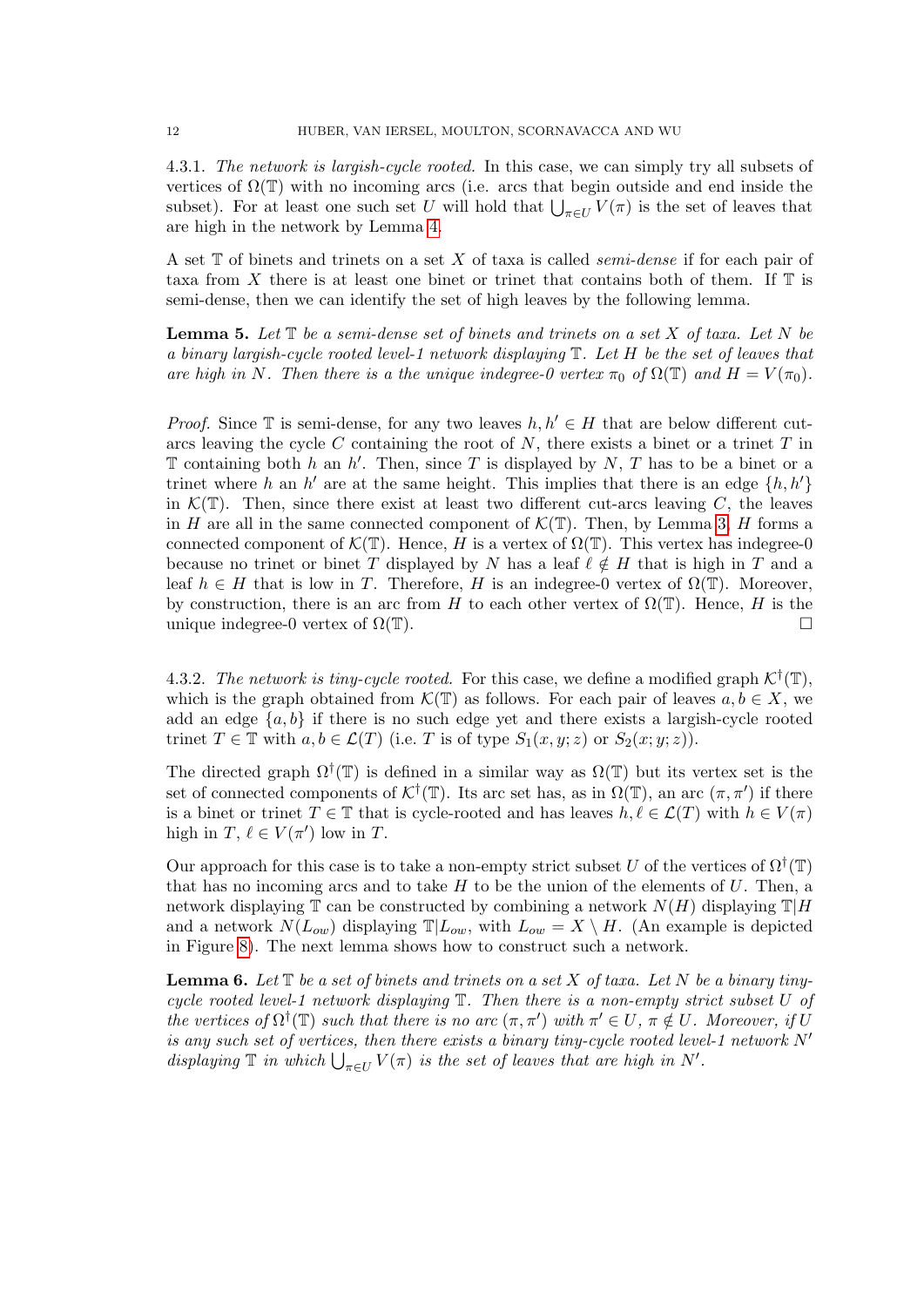4.3.1. *The network is largish-cycle rooted.* In this case, we can simply try all subsets of vertices of $\Omega(\mathbb{T})$ with no incoming arcs (i.e. arcs that begin outside and end inside the subset). For at least one such set $U$ will hold that $\bigcup_{\pi \in U} V(\pi)$ is the set of leaves that are high in the network by Lemma 4.

A set $\mathbb{T}$ of binets and trinets on a set $X$ of taxa is called *semi-dense* if for each pair of taxa from $X$ there is at least one binet or trinet that contains both of them. If $\mathbb{T}$ is semi-dense, then we can identify the set of high leaves by the following lemma.

**Lemma 5.** *Let $\mathbb{T}$ be a semi-dense set of binets and trinets on a set $X$ of taxa. Let $N$ be a binary largish-cycle rooted level-1 network displaying $\mathbb{T}$. Let $H$ be the set of leaves that are high in $N$. Then there is a the unique indegree-0 vertex $\pi_0$ of $\Omega(\mathbb{T})$ and $H = V(\pi_0)$.*

*Proof.* Since $\mathbb{T}$ is semi-dense, for any two leaves $h, h' \in H$ that are below different cut-arcs leaving the cycle $C$ containing the root of $N$, there exists a binet or a trinet $T$ in $\mathbb{T}$ containing both $h$ an $h'$. Then, since $T$ is displayed by $N$, $T$ has to be a binet or a trinet where $h$ an $h'$ are at the same height. This implies that there is an edge $\{h, h'\}$ in $\mathcal{K}(\mathbb{T})$. Then, since there exist at least two different cut-arcs leaving $C$, the leaves in $H$ are all in the same connected component of $\mathcal{K}(\mathbb{T})$. Then, by Lemma 3, $H$ forms a connected component of $\mathcal{K}(\mathbb{T})$. Hence, $H$ is a vertex of $\Omega(\mathbb{T})$. This vertex has indegree-0 because no trinet or binet $T$ displayed by $N$ has a leaf $\ell \notin H$ that is high in $T$ and a leaf $h \in H$ that is low in $T$. Therefore, $H$ is an indegree-0 vertex of $\Omega(\mathbb{T})$. Moreover, by construction, there is an arc from $H$ to each other vertex of $\Omega(\mathbb{T})$. Hence, $H$ is the unique indegree-0 vertex of $\Omega(\mathbb{T})$. □

4.3.2. *The network is tiny-cycle rooted.* For this case, we define a modified graph $\mathcal{K}^\dagger(\mathbb{T})$, which is the graph obtained from $\mathcal{K}(\mathbb{T})$ as follows. For each pair of leaves $a, b \in X$, we add an edge $\{a, b\}$ if there is no such edge yet and there exists a largish-cycle rooted trinet $T \in \mathbb{T}$ with $a, b \in \mathcal{L}(T)$ (i.e. $T$ is of type $S_1(x, y; z)$ or $S_2(x; y; z)$).

The directed graph $\Omega^\dagger(\mathbb{T})$ is defined in a similar way as $\Omega(\mathbb{T})$ but its vertex set is the set of connected components of $\mathcal{K}^\dagger(\mathbb{T})$. Its arc set has, as in $\Omega(\mathbb{T})$, an arc $(\pi, \pi')$ if there is a binet or trinet $T \in \mathbb{T}$ that is cycle-rooted and has leaves $h, \ell \in \mathcal{L}(T)$ with $h \in V(\pi)$ high in $T$, $\ell \in V(\pi')$ low in $T$.

Our approach for this case is to take a non-empty strict subset $U$ of the vertices of $\Omega^\dagger(\mathbb{T})$ that has no incoming arcs and to take $H$ to be the union of the elements of $U$. Then, a network displaying $\mathbb{T}$ can be constructed by combining a network $N(H)$ displaying $\mathbb{T}|H$ and a network $N(L_{ow})$ displaying $\mathbb{T}|L_{ow}$, with $L_{ow} = X \setminus H$. (An example is depicted in Figure 8). The next lemma shows how to construct such a network.

**Lemma 6.** *Let $\mathbb{T}$ be a set of binets and trinets on a set $X$ of taxa. Let $N$ be a binary tiny-cycle rooted level-1 network displaying $\mathbb{T}$. Then there is a non-empty strict subset $U$ of the vertices of $\Omega^\dagger(\mathbb{T})$ such that there is no arc $(\pi, \pi')$ with $\pi' \in U$, $\pi \notin U$. Moreover, if $U$ is any such set of vertices, then there exists a binary tiny-cycle rooted level-1 network $N'$ displaying $\mathbb{T}$ in which $\bigcup_{\pi \in U} V(\pi)$ is the set of leaves that are high in $N'$.*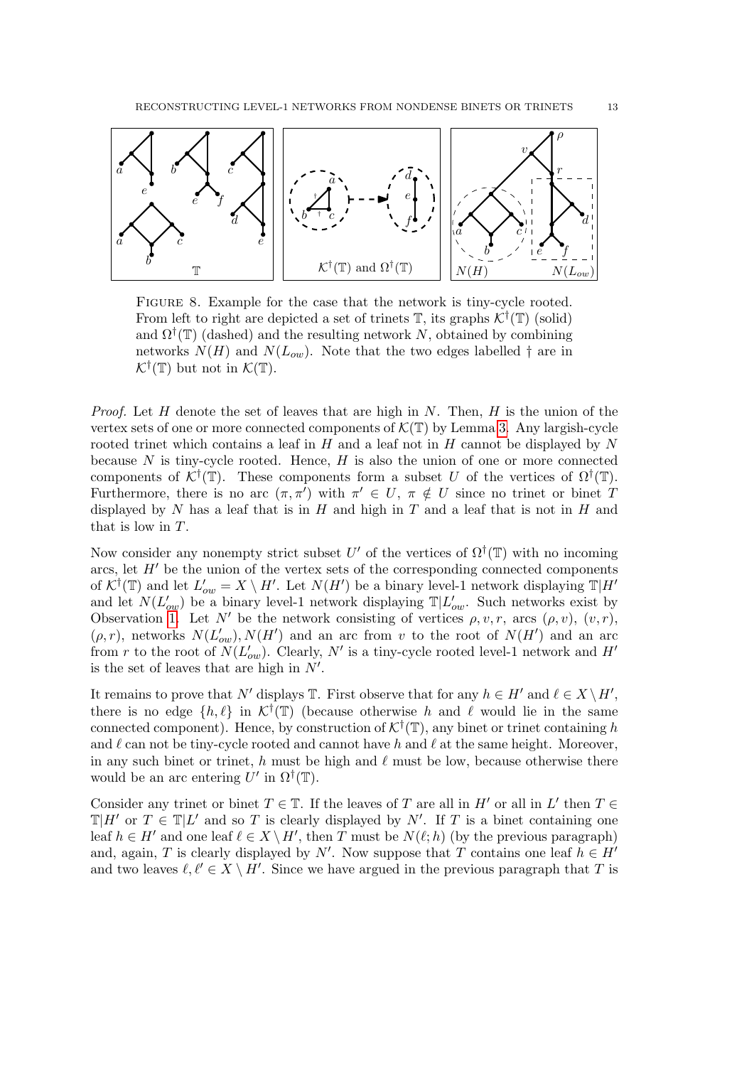Figure 8. Example for the case that the network is tiny-cycle rooted. From left to right are depicted a set of trinets $\mathbb{T}$, its graphs $\mathcal{K}^\dagger(\mathbb{T})$ (solid) and $\Omega^\dagger(\mathbb{T})$ (dashed) and the resulting network $N$, obtained by combining networks $N(H)$ and $N(L_{ow})$. Note that the two edges labelled † are in $\mathcal{K}^\dagger(\mathbb{T})$ but not in $\mathcal{K}(\mathbb{T})$.

*Proof.* Let $H$ denote the set of leaves that are high in $N$. Then, $H$ is the union of the vertex sets of one or more connected components of $\mathcal{K}(\mathbb{T})$ by Lemma 3. Any largish-cycle rooted trinet which contains a leaf in $H$ and a leaf not in $H$ cannot be displayed by $N$ because $N$ is tiny-cycle rooted. Hence, $H$ is also the union of one or more connected components of $\mathcal{K}^\dagger(\mathbb{T})$. These components form a subset $U$ of the vertices of $\Omega^\dagger(\mathbb{T})$. Furthermore, there is no arc $(\pi, \pi')$ with $\pi' \in U$, $\pi \notin U$ since no trinet or binet $T$ displayed by $N$ has a leaf that is in $H$ and high in $T$ and a leaf that is not in $H$ and that is low in $T$.

Now consider any nonempty strict subset $U'$ of the vertices of $\Omega^\dagger(\mathbb{T})$ with no incoming arcs, let $H'$ be the union of the vertex sets of the corresponding connected components of $\mathcal{K}^\dagger(\mathbb{T})$ and let $L'_{ow} = X \setminus H'$. Let $N(H')$ be a binary level-1 network displaying $\mathbb{T}|H'$ and let $N(L'_{ow})$ be a binary level-1 network displaying $\mathbb{T}|L'_{ow}$. Such networks exist by Observation 1. Let $N'$ be the network consisting of vertices $\rho, v, r$, arcs $(\rho, v)$, $(v, r)$, $(\rho, r)$, networks $N(L'_{ow}), N(H')$ and an arc from $v$ to the root of $N(H')$ and an arc from $r$ to the root of $N(L'_{ow})$. Clearly, $N'$ is a tiny-cycle rooted level-1 network and $H'$ is the set of leaves that are high in $N'$.

It remains to prove that $N'$ displays $\mathbb{T}$. First observe that for any $h \in H'$ and $\ell \in X \setminus H'$, there is no edge $\{h, \ell\}$ in $\mathcal{K}^\dagger(\mathbb{T})$ (because otherwise $h$ and $\ell$ would lie in the same connected component). Hence, by construction of $\mathcal{K}^\dagger(\mathbb{T})$, any binet or trinet containing $h$ and $\ell$ can not be tiny-cycle rooted and cannot have $h$ and $\ell$ at the same height. Moreover, in any such binet or trinet, $h$ must be high and $\ell$ must be low, because otherwise there would be an arc entering $U'$ in $\Omega^\dagger(\mathbb{T})$.

Consider any trinet or binet $T \in \mathbb{T}$. If the leaves of $T$ are all in $H'$ or all in $L'$ then $T \in \mathbb{T}|H'$ or $T \in \mathbb{T}|L'$ and so $T$ is clearly displayed by $N'$. If $T$ is a binet containing one leaf $h \in H'$ and one leaf $\ell \in X \setminus H'$, then $T$ must be $N(\ell; h)$ (by the previous paragraph) and, again, $T$ is clearly displayed by $N'$. Now suppose that $T$ contains one leaf $h \in H'$ and two leaves $\ell, \ell' \in X \setminus H'$. Since we have argued in the previous paragraph that $T$ is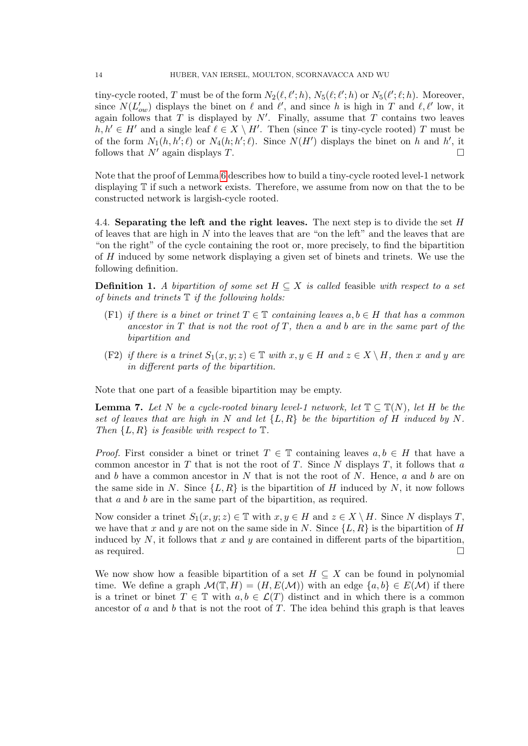tiny-cycle rooted, $T$ must be of the form $N_2(\ell, \ell'; h)$, $N_5(\ell; \ell'; h)$ or $N_5(\ell'; \ell; h)$. Moreover, since $N(L'_{ow})$ displays the binet on $\ell$ and $\ell'$, and since $h$ is high in $T$ and $\ell, \ell'$ low, it again follows that $T$ is displayed by $N'$. Finally, assume that $T$ contains two leaves $h, h' \in H'$ and a single leaf $\ell \in X \setminus H'$. Then (since $T$ is tiny-cycle rooted) $T$ must be of the form $N_1(h, h'; \ell)$ or $N_4(h; h'; \ell)$. Since $N(H')$ displays the binet on $h$ and $h'$, it follows that $N'$ again displays $T$. □

Note that the proof of Lemma 6 describes how to build a tiny-cycle rooted level-1 network displaying $\mathbb{T}$ if such a network exists. Therefore, we assume from now on that the to be constructed network is largish-cycle rooted.

### 4.4. Separating the left and the right leaves.

The next step is to divide the set $H$ of leaves that are high in $N$ into the leaves that are "on the left" and the leaves that are "on the right" of the cycle containing the root or, more precisely, to find the bipartition of $H$ induced by some network displaying a given set of binets and trinets. We use the following definition.

**Definition 1.** *A bipartition of some set $H \subseteq X$ is called* feasible *with respect to a set of binets and trinets $\mathbb{T}$ if the following holds:*

- (F1) *if there is a binet or trinet $T \in \mathbb{T}$ containing leaves $a, b \in H$ that has a common ancestor in $T$ that is not the root of $T$, then $a$ and $b$ are in the same part of the bipartition and*
- (F2) *if there is a trinet $S_1(x, y; z) \in \mathbb{T}$ with $x, y \in H$ and $z \in X \setminus H$, then $x$ and $y$ are in different parts of the bipartition.*

Note that one part of a feasible bipartition may be empty.

**Lemma 7.** *Let $N$ be a cycle-rooted binary level-1 network, let $\mathbb{T} \subseteq \mathbb{T}(N)$, let $H$ be the set of leaves that are high in $N$ and let $\{L, R\}$ be the bipartition of $H$ induced by $N$. Then $\{L, R\}$ is feasible with respect to $\mathbb{T}$.*

*Proof.* First consider a binet or trinet $T \in \mathbb{T}$ containing leaves $a, b \in H$ that have a common ancestor in $T$ that is not the root of $T$. Since $N$ displays $T$, it follows that $a$ and $b$ have a common ancestor in $N$ that is not the root of $N$. Hence, $a$ and $b$ are on the same side in $N$. Since $\{L, R\}$ is the bipartition of $H$ induced by $N$, it now follows that $a$ and $b$ are in the same part of the bipartition, as required.

Now consider a trinet $S_1(x, y; z) \in \mathbb{T}$ with $x, y \in H$ and $z \in X \setminus H$. Since $N$ displays $T$, we have that $x$ and $y$ are not on the same side in $N$. Since $\{L, R\}$ is the bipartition of $H$ induced by $N$, it follows that $x$ and $y$ are contained in different parts of the bipartition, as required. □

We now show how a feasible bipartition of a set $H \subseteq X$ can be found in polynomial time. We define a graph $\mathcal{M}(\mathbb{T}, H) = (H, E(\mathcal{M}))$ with an edge $\{a, b\} \in E(\mathcal{M})$ if there is a trinet or binet $T \in \mathbb{T}$ with $a, b \in \mathcal{L}(T)$ distinct and in which there is a common ancestor of $a$ and $b$ that is not the root of $T$. The idea behind this graph is that leaves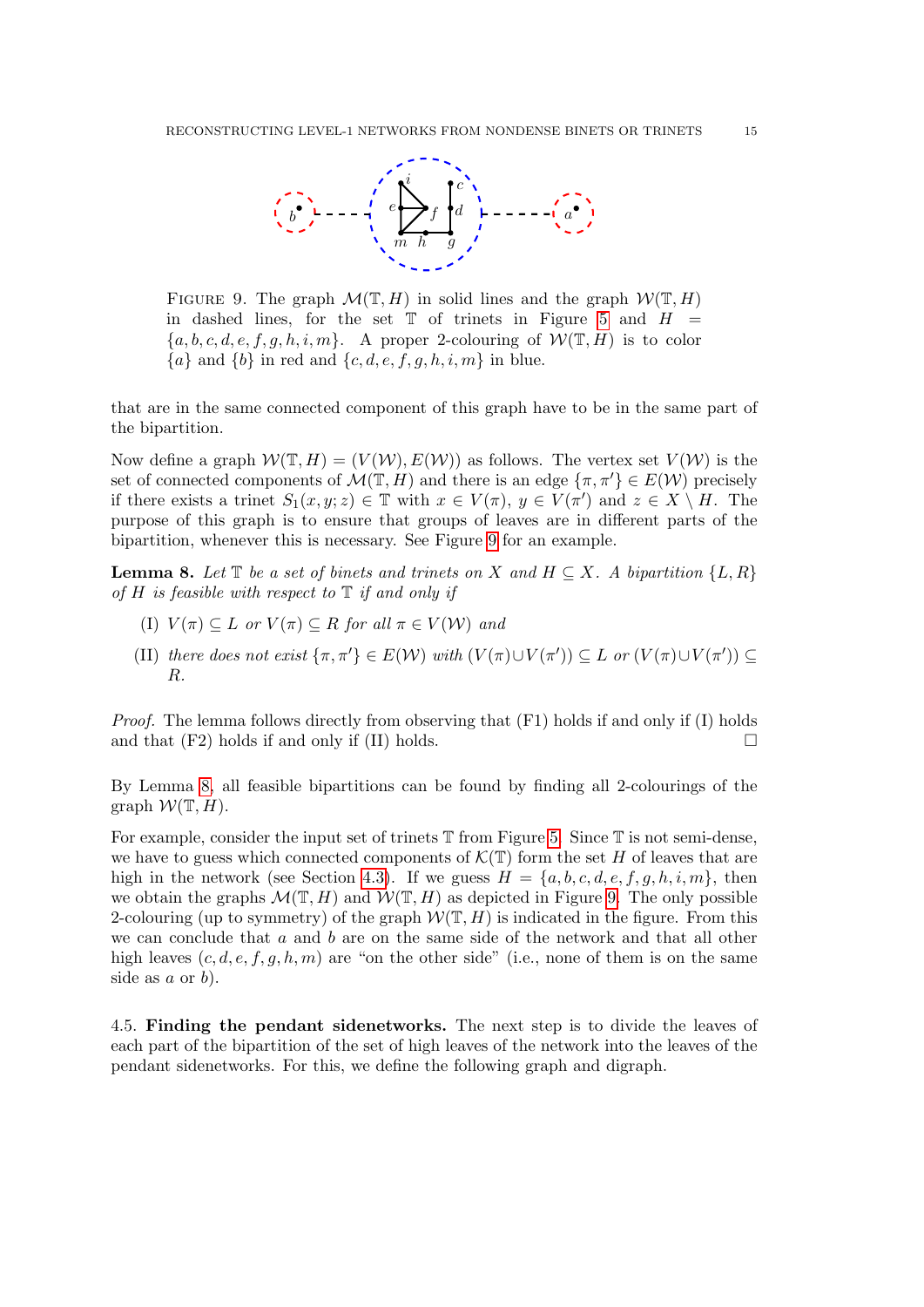FIGURE 9. The graph $\mathcal{M}(\mathbb{T}, H)$ in solid lines and the graph $\mathcal{W}(\mathbb{T}, H)$ in dashed lines, for the set $\mathbb{T}$ of trinets in Figure 5 and $H = \{a, b, c, d, e, f, g, h, i, m\}$. A proper 2-colouring of $\mathcal{W}(\mathbb{T}, H)$ is to color $\{a\}$ and $\{b\}$ in red and $\{c, d, e, f, g, h, i, m\}$ in blue.

that are in the same connected component of this graph have to be in the same part of the bipartition.

Now define a graph $\mathcal{W}(\mathbb{T}, H) = (V(\mathcal{W}), E(\mathcal{W}))$ as follows. The vertex set $V(\mathcal{W})$ is the set of connected components of $\mathcal{M}(\mathbb{T}, H)$ and there is an edge $\{\pi, \pi'\} \in E(\mathcal{W})$ precisely if there exists a trinet $S_1(x, y; z) \in \mathbb{T}$ with $x \in V(\pi)$, $y \in V(\pi')$ and $z \in X \setminus H$. The purpose of this graph is to ensure that groups of leaves are in different parts of the bipartition, whenever this is necessary. See Figure 9 for an example.

**Lemma 8.** *Let $\mathbb{T}$ be a set of binets and trinets on $X$ and $H \subseteq X$. A bipartition $\{L, R\}$ of $H$ is feasible with respect to $\mathbb{T}$ if and only if*

(I) *$V(\pi) \subseteq L$ or $V(\pi) \subseteq R$ for all $\pi \in V(\mathcal{W})$ and*

(II) *there does not exist $\{\pi, \pi'\} \in E(\mathcal{W})$ with $(V(\pi) \cup V(\pi')) \subseteq L$ or $(V(\pi) \cup V(\pi')) \subseteq R$.*

*Proof.* The lemma follows directly from observing that (F1) holds if and only if (I) holds and that (F2) holds if and only if (II) holds. □

By Lemma 8, all feasible bipartitions can be found by finding all 2-colourings of the graph $\mathcal{W}(\mathbb{T}, H)$.

For example, consider the input set of trinets $\mathbb{T}$ from Figure 5. Since $\mathbb{T}$ is not semi-dense, we have to guess which connected components of $\mathcal{K}(\mathbb{T})$ form the set $H$ of leaves that are high in the network (see Section 4.3). If we guess $H = \{a, b, c, d, e, f, g, h, i, m\}$, then we obtain the graphs $\mathcal{M}(\mathbb{T}, H)$ and $\mathcal{W}(\mathbb{T}, H)$ as depicted in Figure 9. The only possible 2-colouring (up to symmetry) of the graph $\mathcal{W}(\mathbb{T}, H)$ is indicated in the figure. From this we can conclude that $a$ and $b$ are on the same side of the network and that all other high leaves $(c, d, e, f, g, h, m)$ are "on the other side" (i.e., none of them is on the same side as $a$ or $b$).

4.5. **Finding the pendant sidenetworks.** The next step is to divide the leaves of each part of the bipartition of the set of high leaves of the network into the leaves of the pendant sidenetworks. For this, we define the following graph and digraph.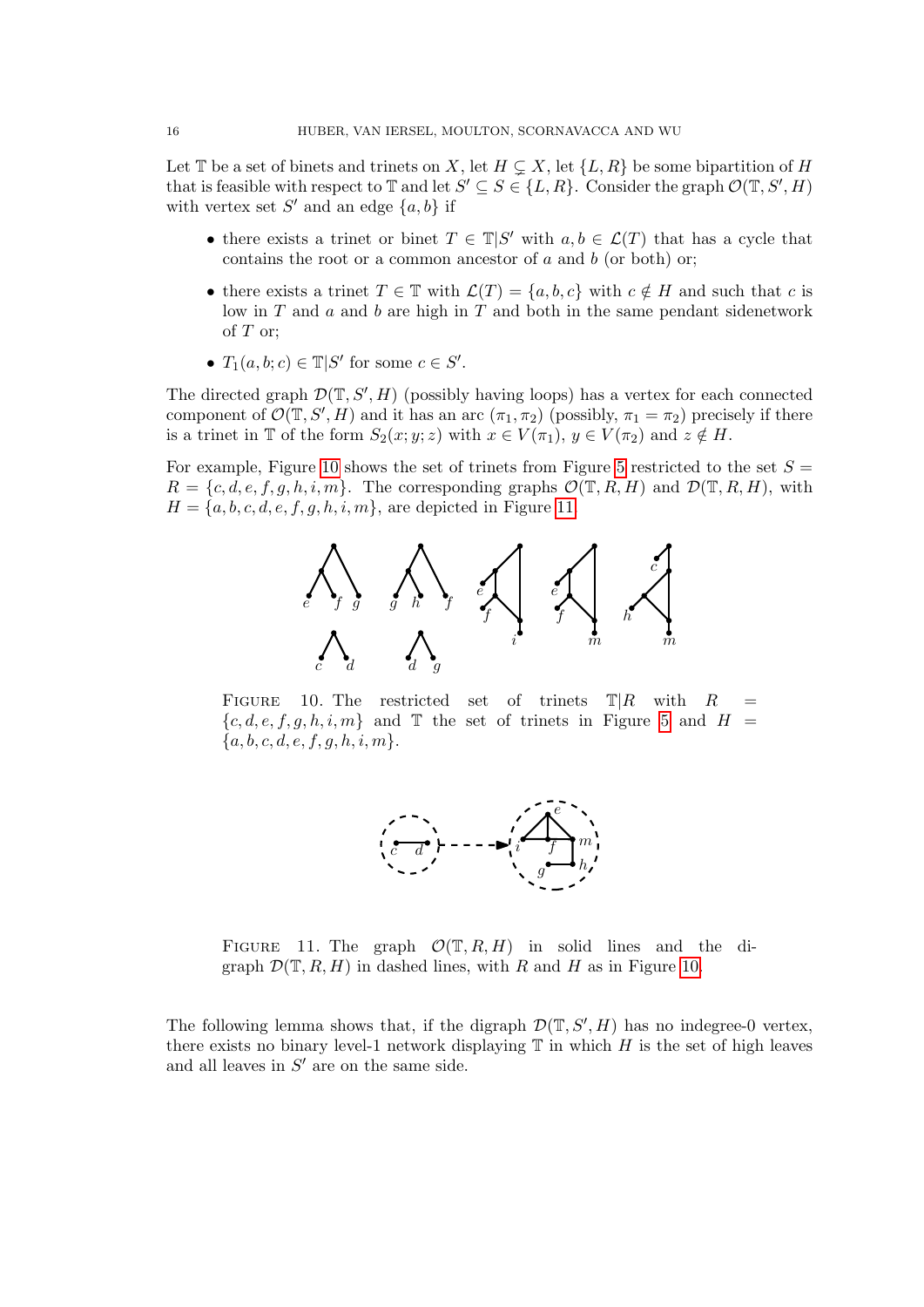Let $\mathbb{T}$ be a set of binets and trinets on $X$, let $H \subsetneq X$, let $\{L, R\}$ be some bipartition of $H$ that is feasible with respect to $\mathbb{T}$ and let $S' \subseteq S \in \{L, R\}$. Consider the graph $\mathcal{O}(\mathbb{T}, S', H)$ with vertex set $S'$ and an edge $\{a, b\}$ if

- there exists a trinet or binet $T \in \mathbb{T}|S'$ with $a, b \in \mathcal{L}(T)$ that has a cycle that contains the root or a common ancestor of $a$ and $b$ (or both) or;
- there exists a trinet $T \in \mathbb{T}$ with $\mathcal{L}(T) = \{a, b, c\}$ with $c \notin H$ and such that $c$ is low in $T$ and $a$ and $b$ are high in $T$ and both in the same pendant sidenetwork of $T$ or;
- $T_1(a, b; c) \in \mathbb{T}|S'$ for some $c \in S'$.

The directed graph $\mathcal{D}(\mathbb{T}, S', H)$ (possibly having loops) has a vertex for each connected component of $\mathcal{O}(\mathbb{T}, S', H)$ and it has an arc $(\pi_1, \pi_2)$ (possibly, $\pi_1 = \pi_2$) precisely if there is a trinet in $\mathbb{T}$ of the form $S_2(x; y; z)$ with $x \in V(\pi_1)$, $y \in V(\pi_2)$ and $z \notin H$.

For example, Figure 10 shows the set of trinets from Figure 5 restricted to the set $S = R = \{c, d, e, f, g, h, i, m\}$. The corresponding graphs $\mathcal{O}(\mathbb{T}, R, H)$ and $\mathcal{D}(\mathbb{T}, R, H)$, with $H = \{a, b, c, d, e, f, g, h, i, m\}$, are depicted in Figure 11.

FIGURE 10. The restricted set of trinets $\mathbb{T}|R$ with $R = \{c, d, e, f, g, h, i, m\}$ and $\mathbb{T}$ the set of trinets in Figure 5 and $H = \{a, b, c, d, e, f, g, h, i, m\}$.

FIGURE 11. The graph $\mathcal{O}(\mathbb{T}, R, H)$ in solid lines and the digraph $\mathcal{D}(\mathbb{T}, R, H)$ in dashed lines, with $R$ and $H$ as in Figure 10.

The following lemma shows that, if the digraph $\mathcal{D}(\mathbb{T}, S', H)$ has no indegree-0 vertex, there exists no binary level-1 network displaying $\mathbb{T}$ in which $H$ is the set of high leaves and all leaves in $S'$ are on the same side.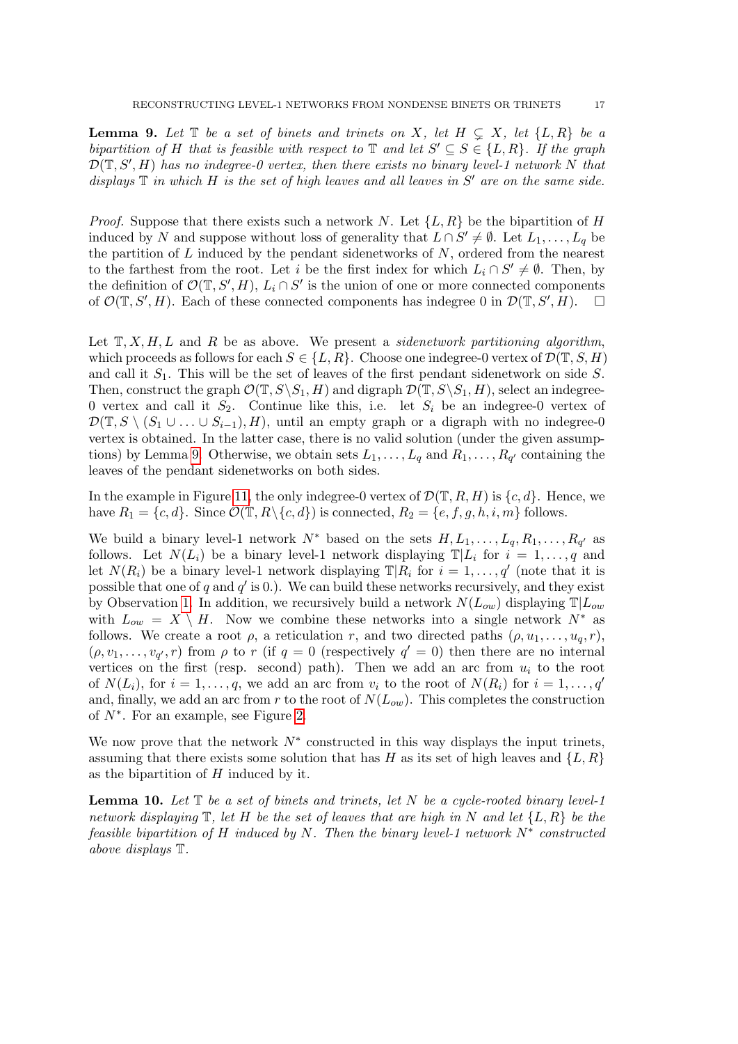**Lemma 9.** *Let $\mathbb{T}$ be a set of binets and trinets on $X$, let $H \subsetneq X$, let $\{L, R\}$ be a bipartition of $H$ that is feasible with respect to $\mathbb{T}$ and let $S' \subseteq S \in \{L, R\}$. If the graph $\mathcal{D}(\mathbb{T}, S', H)$ has no indegree-0 vertex, then there exists no binary level-1 network $N$ that displays $\mathbb{T}$ in which $H$ is the set of high leaves and all leaves in $S'$ are on the same side.*

*Proof.* Suppose that there exists such a network $N$. Let $\{L, R\}$ be the bipartition of $H$ induced by $N$ and suppose without loss of generality that $L \cap S' \neq \emptyset$. Let $L_1, \ldots, L_q$ be the partition of $L$ induced by the pendant sidenetworks of $N$, ordered from the nearest to the farthest from the root. Let $i$ be the first index for which $L_i \cap S' \neq \emptyset$. Then, by the definition of $\mathcal{O}(\mathbb{T}, S', H)$, $L_i \cap S'$ is the union of one or more connected components of $\mathcal{O}(\mathbb{T}, S', H)$. Each of these connected components has indegree 0 in $\mathcal{D}(\mathbb{T}, S', H)$. $\square$

Let $\mathbb{T}, X, H, L$ and $R$ be as above. We present a *sidenetwork partitioning algorithm*, which proceeds as follows for each $S \in \{L, R\}$. Choose one indegree-0 vertex of $\mathcal{D}(\mathbb{T}, S, H)$ and call it $S_1$. This will be the set of leaves of the first pendant sidenetwork on side $S$. Then, construct the graph $\mathcal{O}(\mathbb{T}, S \setminus S_1, H)$ and digraph $\mathcal{D}(\mathbb{T}, S \setminus S_1, H)$, select an indegree-0 vertex and call it $S_2$. Continue like this, i.e. let $S_i$ be an indegree-0 vertex of $\mathcal{D}(\mathbb{T}, S \setminus (S_1 \cup \ldots \cup S_{i-1}), H)$, until an empty graph or a digraph with no indegree-0 vertex is obtained. In the latter case, there is no valid solution (under the given assumptions) by Lemma 9. Otherwise, we obtain sets $L_1, \ldots, L_q$ and $R_1, \ldots, R_{q'}$ containing the leaves of the pendant sidenetworks on both sides.

In the example in Figure 11, the only indegree-0 vertex of $\mathcal{D}(\mathbb{T}, R, H)$ is $\{c, d\}$. Hence, we have $R_1 = \{c, d\}$. Since $\mathcal{O}(\mathbb{T}, R \setminus \{c, d\})$ is connected, $R_2 = \{e, f, g, h, i, m\}$ follows.

We build a binary level-1 network $N^*$ based on the sets $H, L_1, \ldots, L_q, R_1, \ldots, R_{q'}$ as follows. Let $N(L_i)$ be a binary level-1 network displaying $\mathbb{T}|L_i$ for $i = 1, \ldots, q$ and let $N(R_i)$ be a binary level-1 network displaying $\mathbb{T}|R_i$ for $i = 1, \ldots, q'$ (note that it is possible that one of $q$ and $q'$ is 0.). We can build these networks recursively, and they exist by Observation 1. In addition, we recursively build a network $N(L_{ow})$ displaying $\mathbb{T}|L_{ow}$ with $L_{ow} = X \setminus H$. Now we combine these networks into a single network $N^*$ as follows. We create a root $\rho$, a reticulation $r$, and two directed paths $(\rho, u_1, \ldots, u_q, r)$, $(\rho, v_1, \ldots, v_{q'}, r)$ from $\rho$ to $r$ (if $q = 0$ (respectively $q' = 0$) then there are no internal vertices on the first (resp. second) path). Then we add an arc from $u_i$ to the root of $N(L_i)$, for $i = 1, \ldots, q$, we add an arc from $v_i$ to the root of $N(R_i)$ for $i = 1, \ldots, q'$ and, finally, we add an arc from $r$ to the root of $N(L_{ow})$. This completes the construction of $N^*$. For an example, see Figure 2.

We now prove that the network $N^*$ constructed in this way displays the input trinets, assuming that there exists some solution that has $H$ as its set of high leaves and $\{L, R\}$ as the bipartition of $H$ induced by it.

**Lemma 10.** *Let $\mathbb{T}$ be a set of binets and trinets, let $N$ be a cycle-rooted binary level-1 network displaying $\mathbb{T}$, let $H$ be the set of leaves that are high in $N$ and let $\{L, R\}$ be the feasible bipartition of $H$ induced by $N$. Then the binary level-1 network $N^*$ constructed above displays $\mathbb{T}$.*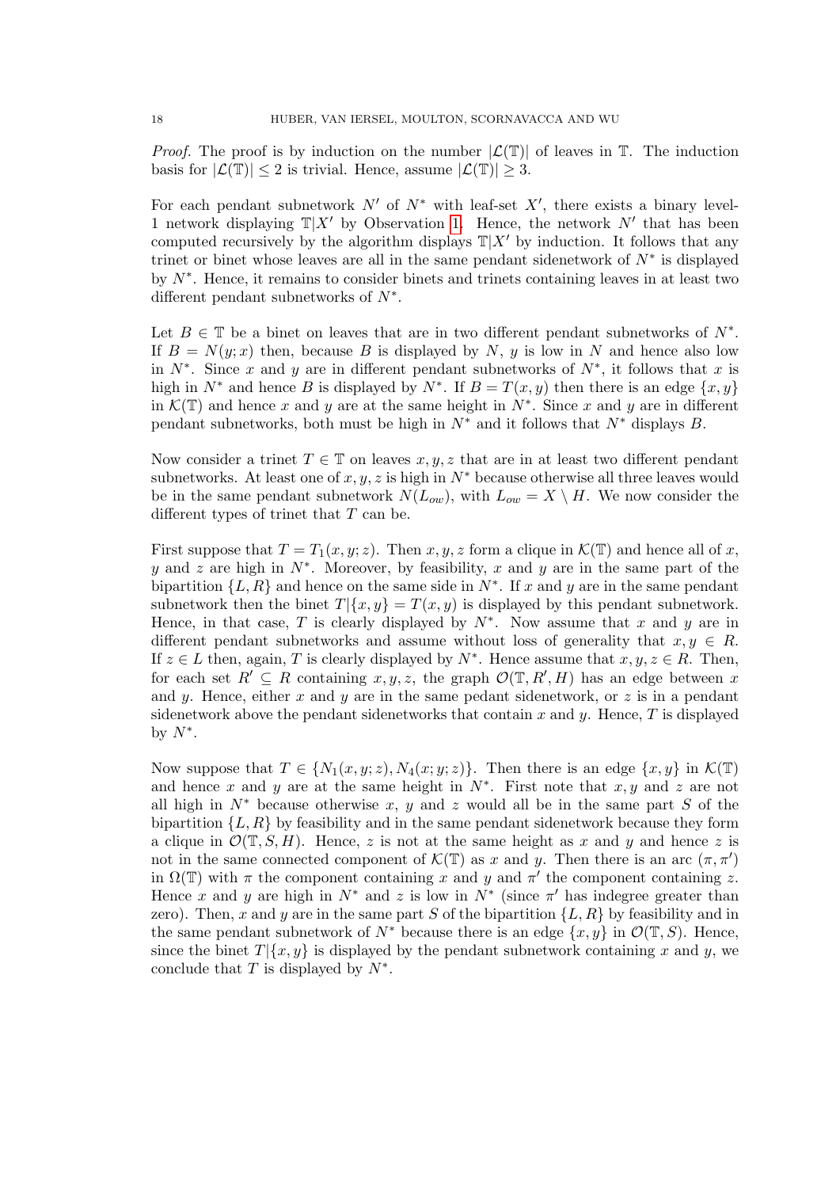*Proof.* The proof is by induction on the number $|\mathcal{L}(\mathbb{T})|$ of leaves in $\mathbb{T}$. The induction basis for $|\mathcal{L}(\mathbb{T})| \leq 2$ is trivial. Hence, assume $|\mathcal{L}(\mathbb{T})| \geq 3$.

For each pendant subnetwork $N'$ of $N^*$ with leaf-set $X'$, there exists a binary level-1 network displaying $\mathbb{T}|X'$ by Observation 1. Hence, the network $N'$ that has been computed recursively by the algorithm displays $\mathbb{T}|X'$ by induction. It follows that any trinet or binet whose leaves are all in the same pendant sidenetwork of $N^*$ is displayed by $N^*$. Hence, it remains to consider binets and trinets containing leaves in at least two different pendant subnetworks of $N^*$.

Let $B \in \mathbb{T}$ be a binet on leaves that are in two different pendant subnetworks of $N^*$. If $B = N(y;x)$ then, because $B$ is displayed by $N$, $y$ is low in $N$ and hence also low in $N^*$. Since $x$ and $y$ are in different pendant subnetworks of $N^*$, it follows that $x$ is high in $N^*$ and hence $B$ is displayed by $N^*$. If $B = T(x,y)$ then there is an edge $\{x,y\}$ in $\mathcal{K}(\mathbb{T})$ and hence $x$ and $y$ are at the same height in $N^*$. Since $x$ and $y$ are in different pendant subnetworks, both must be high in $N^*$ and it follows that $N^*$ displays $B$.

Now consider a trinet $T \in \mathbb{T}$ on leaves $x, y, z$ that are in at least two different pendant subnetworks. At least one of $x, y, z$ is high in $N^*$ because otherwise all three leaves would be in the same pendant subnetwork $N(L_{ow})$, with $L_{ow} = X \setminus H$. We now consider the different types of trinet that $T$ can be.

First suppose that $T = T_1(x,y;z)$. Then $x, y, z$ form a clique in $\mathcal{K}(\mathbb{T})$ and hence all of $x$, $y$ and $z$ are high in $N^*$. Moreover, by feasibility, $x$ and $y$ are in the same part of the bipartition $\{L, R\}$ and hence on the same side in $N^*$. If $x$ and $y$ are in the same pendant subnetwork then the binet $T|\{x,y\} = T(x,y)$ is displayed by this pendant subnetwork. Hence, in that case, $T$ is clearly displayed by $N^*$. Now assume that $x$ and $y$ are in different pendant subnetworks and assume without loss of generality that $x, y \in R$. If $z \in L$ then, again, $T$ is clearly displayed by $N^*$. Hence assume that $x, y, z \in R$. Then, for each set $R' \subseteq R$ containing $x, y, z$, the graph $\mathcal{O}(\mathbb{T}, R', H)$ has an edge between $x$ and $y$. Hence, either $x$ and $y$ are in the same pedant sidenetwork, or $z$ is in a pendant sidenetwork above the pendant sidenetworks that contain $x$ and $y$. Hence, $T$ is displayed by $N^*$.

Now suppose that $T \in \{N_1(x,y;z), N_4(x;y;z)\}$. Then there is an edge $\{x,y\}$ in $\mathcal{K}(\mathbb{T})$ and hence $x$ and $y$ are at the same height in $N^*$. First note that $x, y$ and $z$ are not all high in $N^*$ because otherwise $x$, $y$ and $z$ would all be in the same part $S$ of the bipartition $\{L, R\}$ by feasibility and in the same pendant sidenetwork because they form a clique in $\mathcal{O}(\mathbb{T}, S, H)$. Hence, $z$ is not at the same height as $x$ and $y$ and hence $z$ is not in the same connected component of $\mathcal{K}(\mathbb{T})$ as $x$ and $y$. Then there is an arc $(\pi, \pi')$ in $\Omega(\mathbb{T})$ with $\pi$ the component containing $x$ and $y$ and $\pi'$ the component containing $z$. Hence $x$ and $y$ are high in $N^*$ and $z$ is low in $N^*$ (since $\pi'$ has indegree greater than zero). Then, $x$ and $y$ are in the same part $S$ of the bipartition $\{L, R\}$ by feasibility and in the same pendant subnetwork of $N^*$ because there is an edge $\{x,y\}$ in $\mathcal{O}(\mathbb{T}, S)$. Hence, since the binet $T|\{x,y\}$ is displayed by the pendant subnetwork containing $x$ and $y$, we conclude that $T$ is displayed by $N^*$.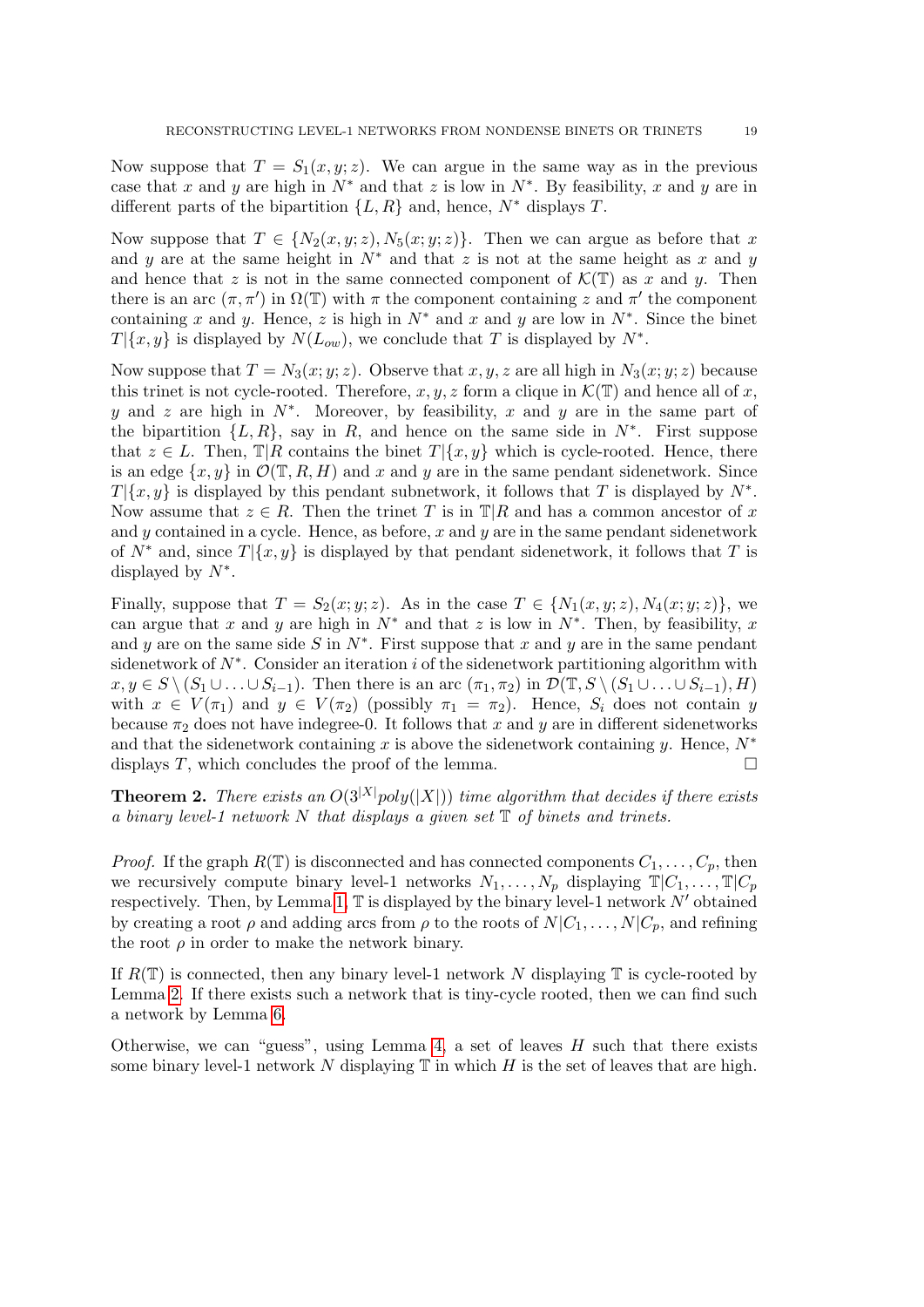Now suppose that $T = S_1(x, y; z)$. We can argue in the same way as in the previous case that $x$ and $y$ are high in $N^*$ and that $z$ is low in $N^*$. By feasibility, $x$ and $y$ are in different parts of the bipartition $\{L, R\}$ and, hence, $N^*$ displays $T$.

Now suppose that $T \in \{N_2(x, y; z), N_5(x; y; z)\}$. Then we can argue as before that $x$ and $y$ are at the same height in $N^*$ and that $z$ is not at the same height as $x$ and $y$ and hence that $z$ is not in the same connected component of $\mathcal{K}(\mathbb{T})$ as $x$ and $y$. Then there is an arc $(\pi, \pi')$ in $\Omega(\mathbb{T})$ with $\pi$ the component containing $z$ and $\pi'$ the component containing $x$ and $y$. Hence, $z$ is high in $N^*$ and $x$ and $y$ are low in $N^*$. Since the binet $T|\{x, y\}$ is displayed by $N(L_{ow})$, we conclude that $T$ is displayed by $N^*$.

Now suppose that $T = N_3(x; y; z)$. Observe that $x, y, z$ are all high in $N_3(x; y; z)$ because this trinet is not cycle-rooted. Therefore, $x, y, z$ form a clique in $\mathcal{K}(\mathbb{T})$ and hence all of $x$, $y$ and $z$ are high in $N^*$. Moreover, by feasibility, $x$ and $y$ are in the same part of the bipartition $\{L, R\}$, say in $R$, and hence on the same side in $N^*$. First suppose that $z \in L$. Then, $\mathbb{T}|R$ contains the binet $T|\{x, y\}$ which is cycle-rooted. Hence, there is an edge $\{x, y\}$ in $\mathcal{O}(\mathbb{T}, R, H)$ and $x$ and $y$ are in the same pendant sidenetwork. Since $T|\{x, y\}$ is displayed by this pendant subnetwork, it follows that $T$ is displayed by $N^*$. Now assume that $z \in R$. Then the trinet $T$ is in $\mathbb{T}|R$ and has a common ancestor of $x$ and $y$ contained in a cycle. Hence, as before, $x$ and $y$ are in the same pendant sidenetwork of $N^*$ and, since $T|\{x, y\}$ is displayed by that pendant sidenetwork, it follows that $T$ is displayed by $N^*$.

Finally, suppose that $T = S_2(x; y; z)$. As in the case $T \in \{N_1(x, y; z), N_4(x; y; z)\}$, we can argue that $x$ and $y$ are high in $N^*$ and that $z$ is low in $N^*$. Then, by feasibility, $x$ and $y$ are on the same side $S$ in $N^*$. First suppose that $x$ and $y$ are in the same pendant sidenetwork of $N^*$. Consider an iteration $i$ of the sidenetwork partitioning algorithm with $x, y \in S \setminus (S_1 \cup \ldots \cup S_{i-1})$. Then there is an arc $(\pi_1, \pi_2)$ in $\mathcal{D}(\mathbb{T}, S \setminus (S_1 \cup \ldots \cup S_{i-1}), H)$ with $x \in V(\pi_1)$ and $y \in V(\pi_2)$ (possibly $\pi_1 = \pi_2$). Hence, $S_i$ does not contain $y$ because $\pi_2$ does not have indegree-0. It follows that $x$ and $y$ are in different sidenetworks and that the sidenetwork containing $x$ is above the sidenetwork containing $y$. Hence, $N^*$ displays $T$, which concludes the proof of the lemma. □

**Theorem 2.** *There exists an $O(3^{|X|}poly(|X|))$ time algorithm that decides if there exists a binary level-1 network $N$ that displays a given set $\mathbb{T}$ of binets and trinets.*

*Proof.* If the graph $R(\mathbb{T})$ is disconnected and has connected components $C_1, \ldots, C_p$, then we recursively compute binary level-1 networks $N_1, \ldots, N_p$ displaying $\mathbb{T}|C_1, \ldots, \mathbb{T}|C_p$ respectively. Then, by Lemma 1, $\mathbb{T}$ is displayed by the binary level-1 network $N'$ obtained by creating a root $\rho$ and adding arcs from $\rho$ to the roots of $N|C_1, \ldots, N|C_p$, and refining the root $\rho$ in order to make the network binary.

If $R(\mathbb{T})$ is connected, then any binary level-1 network $N$ displaying $\mathbb{T}$ is cycle-rooted by Lemma 2. If there exists such a network that is tiny-cycle rooted, then we can find such a network by Lemma 6.

Otherwise, we can "guess", using Lemma 4, a set of leaves $H$ such that there exists some binary level-1 network $N$ displaying $\mathbb{T}$ in which $H$ is the set of leaves that are high.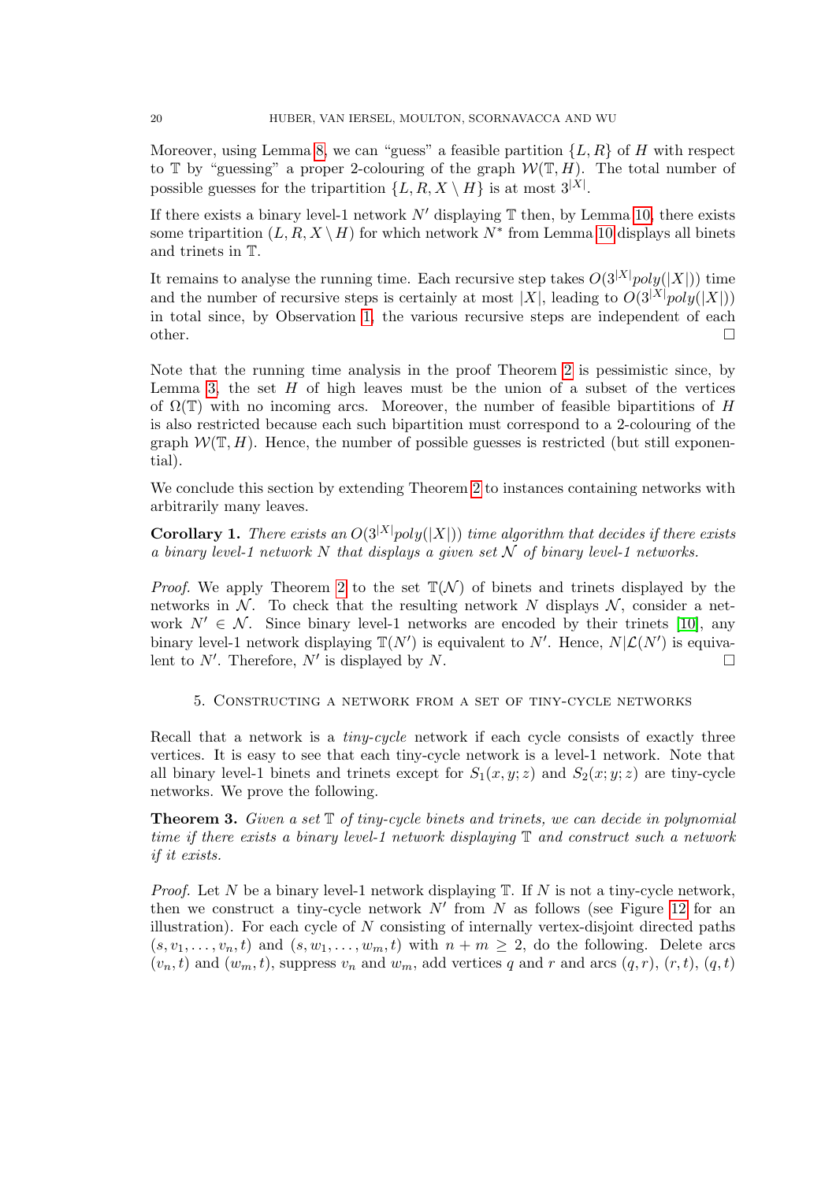Moreover, using Lemma 8, we can "guess" a feasible partition $\{L, R\}$ of $H$ with respect to $\mathbb{T}$ by "guessing" a proper 2-colouring of the graph $\mathcal{W}(\mathbb{T}, H)$. The total number of possible guesses for the tripartition $\{L, R, X \setminus H\}$ is at most $3^{|X|}$.

If there exists a binary level-1 network $N'$ displaying $\mathbb{T}$ then, by Lemma 10, there exists some tripartition $(L, R, X \setminus H)$ for which network $N^*$ from Lemma 10 displays all binets and trinets in $\mathbb{T}$.

It remains to analyse the running time. Each recursive step takes $O(3^{|X|}poly(|X|))$ time and the number of recursive steps is certainly at most $|X|$, leading to $O(3^{|X|}poly(|X|))$ in total since, by Observation 1, the various recursive steps are independent of each other. □

Note that the running time analysis in the proof Theorem 2 is pessimistic since, by Lemma 3, the set $H$ of high leaves must be the union of a subset of the vertices of $\Omega(\mathbb{T})$ with no incoming arcs. Moreover, the number of feasible bipartitions of $H$ is also restricted because each such bipartition must correspond to a 2-colouring of the graph $\mathcal{W}(\mathbb{T}, H)$. Hence, the number of possible guesses is restricted (but still exponential).

We conclude this section by extending Theorem 2 to instances containing networks with arbitrarily many leaves.

**Corollary 1.** *There exists an $O(3^{|X|}poly(|X|))$ time algorithm that decides if there exists a binary level-1 network $N$ that displays a given set $\mathcal{N}$ of binary level-1 networks.*

*Proof.* We apply Theorem 2 to the set $\mathbb{T}(\mathcal{N})$ of binets and trinets displayed by the networks in $\mathcal{N}$. To check that the resulting network $N$ displays $\mathcal{N}$, consider a network $N' \in \mathcal{N}$. Since binary level-1 networks are encoded by their trinets [10], any binary level-1 network displaying $\mathbb{T}(N')$ is equivalent to $N'$. Hence, $N|\mathcal{L}(N')$ is equivalent to $N'$. Therefore, $N'$ is displayed by $N$. □

## 5. Constructing a network from a set of tiny-cycle networks

Recall that a network is a *tiny-cycle* network if each cycle consists of exactly three vertices. It is easy to see that each tiny-cycle network is a level-1 network. Note that all binary level-1 binets and trinets except for $S_1(x, y; z)$ and $S_2(x; y; z)$ are tiny-cycle networks. We prove the following.

**Theorem 3.** *Given a set $\mathbb{T}$ of tiny-cycle binets and trinets, we can decide in polynomial time if there exists a binary level-1 network displaying $\mathbb{T}$ and construct such a network if it exists.*

*Proof.* Let $N$ be a binary level-1 network displaying $\mathbb{T}$. If $N$ is not a tiny-cycle network, then we construct a tiny-cycle network $N'$ from $N$ as follows (see Figure 12 for an illustration). For each cycle of $N$ consisting of internally vertex-disjoint directed paths $(s, v_1, \ldots, v_n, t)$ and $(s, w_1, \ldots, w_m, t)$ with $n + m \geq 2$, do the following. Delete arcs $(v_n, t)$ and $(w_m, t)$, suppress $v_n$ and $w_m$, add vertices $q$ and $r$ and arcs $(q, r)$, $(r, t)$, $(q, t)$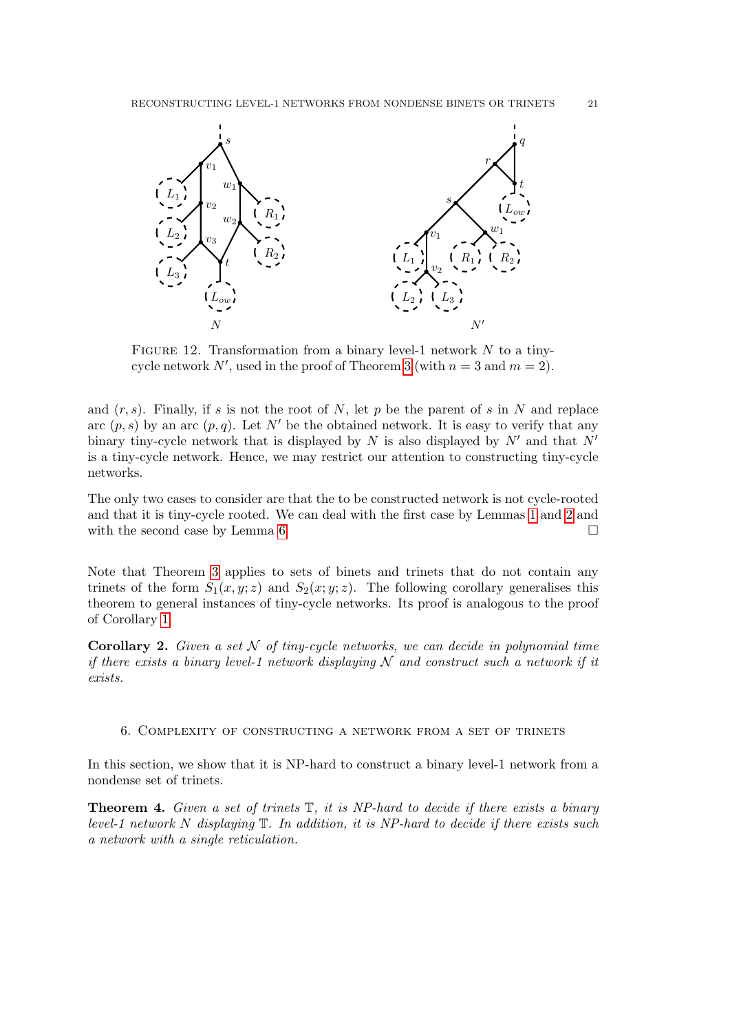FIGURE 12. Transformation from a binary level-1 network $N$ to a tiny-cycle network $N'$, used in the proof of Theorem 3 (with $n = 3$ and $m = 2$).

and $(r, s)$. Finally, if $s$ is not the root of $N$, let $p$ be the parent of $s$ in $N$ and replace arc $(p, s)$ by an arc $(p, q)$. Let $N'$ be the obtained network. It is easy to verify that any binary tiny-cycle network that is displayed by $N$ is also displayed by $N'$ and that $N'$ is a tiny-cycle network. Hence, we may restrict our attention to constructing tiny-cycle networks.

The only two cases to consider are that the to be constructed network is not cycle-rooted and that it is tiny-cycle rooted. We can deal with the first case by Lemmas 1 and 2 and with the second case by Lemma 6. □

Note that Theorem 3 applies to sets of binets and trinets that do not contain any trinets of the form $S_1(x, y; z)$ and $S_2(x; y; z)$. The following corollary generalises this theorem to general instances of tiny-cycle networks. Its proof is analogous to the proof of Corollary 1.

**Corollary 2.** *Given a set $\mathcal{N}$ of tiny-cycle networks, we can decide in polynomial time if there exists a binary level-1 network displaying $\mathcal{N}$ and construct such a network if it exists.*

## 6. Complexity of constructing a network from a set of trinets

In this section, we show that it is NP-hard to construct a binary level-1 network from a nondense set of trinets.

**Theorem 4.** *Given a set of trinets $\mathbb{T}$, it is NP-hard to decide if there exists a binary level-1 network $N$ displaying $\mathbb{T}$. In addition, it is NP-hard to decide if there exists such a network with a single reticulation.*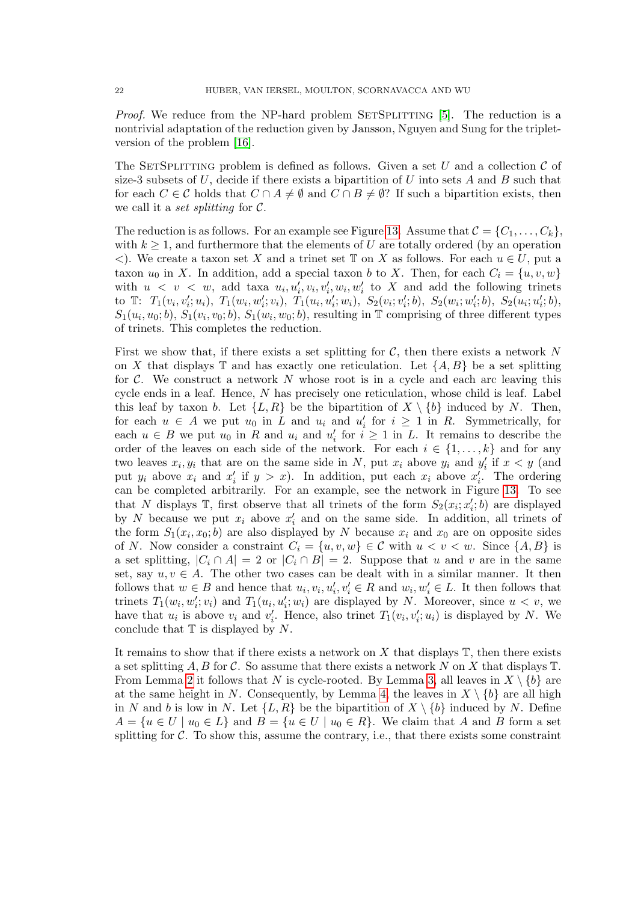*Proof.* We reduce from the NP-hard problem SetSplitting [5]. The reduction is a nontrivial adaptation of the reduction given by Jansson, Nguyen and Sung for the triplet-version of the problem [16].

The SetSplitting problem is defined as follows. Given a set $U$ and a collection $\mathcal{C}$ of size-3 subsets of $U$, decide if there exists a bipartition of $U$ into sets $A$ and $B$ such that for each $C \in \mathcal{C}$ holds that $C \cap A \neq \emptyset$ and $C \cap B \neq \emptyset$? If such a bipartition exists, then we call it a *set splitting* for $\mathcal{C}$.

The reduction is as follows. For an example see Figure 13. Assume that $\mathcal{C} = \{C_1, \ldots, C_k\}$, with $k \geq 1$, and furthermore that the elements of $U$ are totally ordered (by an operation $<$). We create a taxon set $X$ and a trinet set $\mathbb{T}$ on $X$ as follows. For each $u \in U$, put a taxon $u_0$ in $X$. In addition, add a special taxon $b$ to $X$. Then, for each $C_i = \{u, v, w\}$ with $u < v < w$, add taxa $u_i, u_i', v_i, v_i', w_i, w_i'$ to $X$ and add the following trinets to $\mathbb{T}$: $T_1(v_i, v_i'; u_i)$, $T_1(w_i, w_i'; v_i)$, $T_1(u_i, u_i'; w_i)$, $S_2(v_i; v_i'; b)$, $S_2(w_i; w_i'; b)$, $S_2(u_i; u_i'; b)$, $S_1(u_i, u_0; b)$, $S_1(v_i, v_0; b)$, $S_1(w_i, w_0; b)$, resulting in $\mathbb{T}$ comprising of three different types of trinets. This completes the reduction.

First we show that, if there exists a set splitting for $\mathcal{C}$, then there exists a network $N$ on $X$ that displays $\mathbb{T}$ and has exactly one reticulation. Let $\{A, B\}$ be a set splitting for $\mathcal{C}$. We construct a network $N$ whose root is in a cycle and each arc leaving this cycle ends in a leaf. Hence, $N$ has precisely one reticulation, whose child is leaf. Label this leaf by taxon $b$. Let $\{L, R\}$ be the bipartition of $X \setminus \{b\}$ induced by $N$. Then, for each $u \in A$ we put $u_0$ in $L$ and $u_i$ and $u_i'$ for $i \geq 1$ in $R$. Symmetrically, for each $u \in B$ we put $u_0$ in $R$ and $u_i$ and $u_i'$ for $i \geq 1$ in $L$. It remains to describe the order of the leaves on each side of the network. For each $i \in \{1, \ldots, k\}$ and for any two leaves $x_i, y_i$ that are on the same side in $N$, put $x_i$ above $y_i$ and $y_i'$ if $x < y$ (and put $y_i$ above $x_i$ and $x_i'$ if $y > x$). In addition, put each $x_i$ above $x_i'$. The ordering can be completed arbitrarily. For an example, see the network in Figure 13. To see that $N$ displays $\mathbb{T}$, first observe that all trinets of the form $S_2(x_i; x_i'; b)$ are displayed by $N$ because we put $x_i$ above $x_i'$ and on the same side. In addition, all trinets of the form $S_1(x_i, x_0; b)$ are also displayed by $N$ because $x_i$ and $x_0$ are on opposite sides of $N$. Now consider a constraint $C_i = \{u, v, w\} \in \mathcal{C}$ with $u < v < w$. Since $\{A, B\}$ is a set splitting, $|C_i \cap A| = 2$ or $|C_i \cap B| = 2$. Suppose that $u$ and $v$ are in the same set, say $u, v \in A$. The other two cases can be dealt with in a similar manner. It then follows that $w \in B$ and hence that $u_i, v_i, u_i', v_i' \in R$ and $w_i, w_i' \in L$. It then follows that trinets $T_1(w_i, w_i'; v_i)$ and $T_1(u_i, u_i'; w_i)$ are displayed by $N$. Moreover, since $u < v$, we have that $u_i$ is above $v_i$ and $v_i'$. Hence, also trinet $T_1(v_i, v_i'; u_i)$ is displayed by $N$. We conclude that $\mathbb{T}$ is displayed by $N$.

It remains to show that if there exists a network on $X$ that displays $\mathbb{T}$, then there exists a set splitting $A, B$ for $\mathcal{C}$. So assume that there exists a network $N$ on $X$ that displays $\mathbb{T}$. From Lemma 2 it follows that $N$ is cycle-rooted. By Lemma 3, all leaves in $X \setminus \{b\}$ are at the same height in $N$. Consequently, by Lemma 4, the leaves in $X \setminus \{b\}$ are all high in $N$ and $b$ is low in $N$. Let $\{L, R\}$ be the bipartition of $X \setminus \{b\}$ induced by $N$. Define $A = \{u \in U \mid u_0 \in L\}$ and $B = \{u \in U \mid u_0 \in R\}$. We claim that $A$ and $B$ form a set splitting for $\mathcal{C}$. To show this, assume the contrary, i.e., that there exists some constraint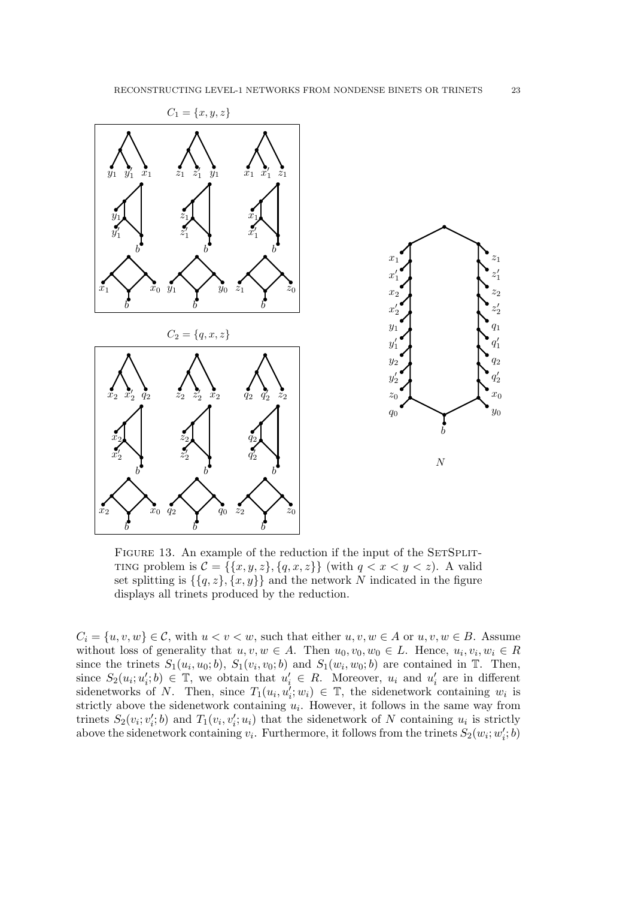FIGURE 13. An example of the reduction if the input of the SetSplitting problem is $\mathcal{C} = \{\{x, y, z\}, \{q, x, z\}\}$ (with $q < x < y < z$). A valid set splitting is $\{\{q, z\}, \{x, y\}\}$ and the network $N$ indicated in the figure displays all trinets produced by the reduction.

$C_i = \{u, v, w\} \in \mathcal{C}$, with $u < v < w$, such that either $u, v, w \in A$ or $u, v, w \in B$. Assume without loss of generality that $u, v, w \in A$. Then $u_0, v_0, w_0 \in L$. Hence, $u_i, v_i, w_i \in R$ since the trinets $S_1(u_i, u_0; b)$, $S_1(v_i, v_0; b)$ and $S_1(w_i, w_0; b)$ are contained in $\mathbb{T}$. Then, since $S_2(u_i; u_i'; b) \in \mathbb{T}$, we obtain that $u_i' \in R$. Moreover, $u_i$ and $u_i'$ are in different sidenetworks of $N$. Then, since $T_1(u_i, u_i'; w_i) \in \mathbb{T}$, the sidenetwork containing $w_i$ is strictly above the sidenetwork containing $u_i$. However, it follows in the same way from trinets $S_2(v_i; v_i'; b)$ and $T_1(v_i, v_i'; u_i)$ that the sidenetwork of $N$ containing $u_i$ is strictly above the sidenetwork containing $v_i$. Furthermore, it follows from the trinets $S_2(w_i; w_i'; b)$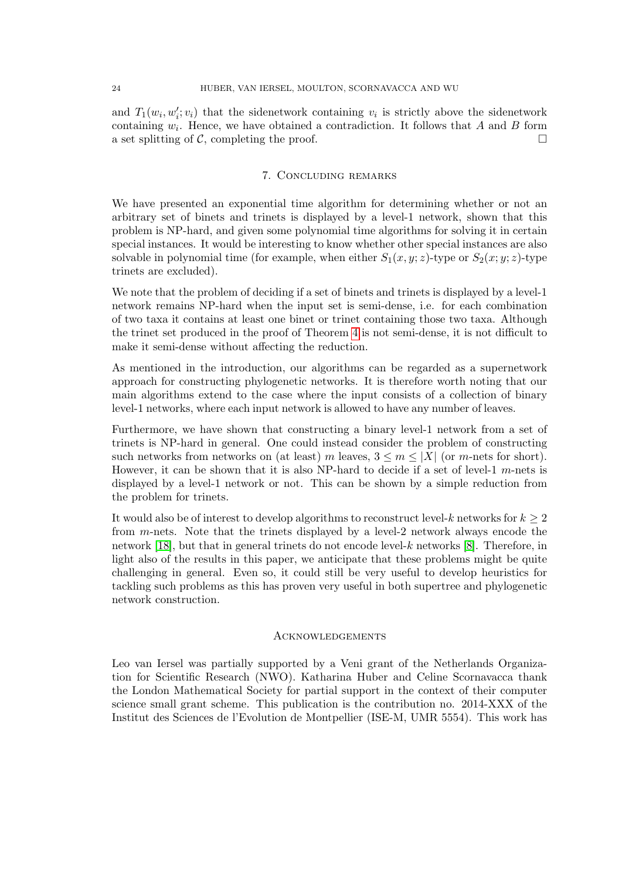and $T_1(w_i, w_i'; v_i)$ that the sidenetwork containing $v_i$ is strictly above the sidenetwork containing $w_i$. Hence, we have obtained a contradiction. It follows that $A$ and $B$ form a set splitting of $\mathcal{C}$, completing the proof. □

## 7. Concluding remarks

We have presented an exponential time algorithm for determining whether or not an arbitrary set of binets and trinets is displayed by a level-1 network, shown that this problem is NP-hard, and given some polynomial time algorithms for solving it in certain special instances. It would be interesting to know whether other special instances are also solvable in polynomial time (for example, when either $S_1(x, y; z)$-type or $S_2(x; y; z)$-type trinets are excluded).

We note that the problem of deciding if a set of binets and trinets is displayed by a level-1 network remains NP-hard when the input set is semi-dense, i.e. for each combination of two taxa it contains at least one binet or trinet containing those two taxa. Although the trinet set produced in the proof of Theorem 4 is not semi-dense, it is not difficult to make it semi-dense without affecting the reduction.

As mentioned in the introduction, our algorithms can be regarded as a supernetwork approach for constructing phylogenetic networks. It is therefore worth noting that our main algorithms extend to the case where the input consists of a collection of binary level-1 networks, where each input network is allowed to have any number of leaves.

Furthermore, we have shown that constructing a binary level-1 network from a set of trinets is NP-hard in general. One could instead consider the problem of constructing such networks from networks on (at least) $m$ leaves, $3 \leq m \leq |X|$ (or $m$-nets for short). However, it can be shown that it is also NP-hard to decide if a set of level-1 $m$-nets is displayed by a level-1 network or not. This can be shown by a simple reduction from the problem for trinets.

It would also be of interest to develop algorithms to reconstruct level-$k$ networks for $k \geq 2$ from $m$-nets. Note that the trinets displayed by a level-2 network always encode the network [18], but that in general trinets do not encode level-$k$ networks [8]. Therefore, in light also of the results in this paper, we anticipate that these problems might be quite challenging in general. Even so, it could still be very useful to develop heuristics for tackling such problems as this has proven very useful in both supertree and phylogenetic network construction.

### Acknowledgements

Leo van Iersel was partially supported by a Veni grant of the Netherlands Organization for Scientific Research (NWO). Katharina Huber and Celine Scornavacca thank the London Mathematical Society for partial support in the context of their computer science small grant scheme. This publication is the contribution no. 2014-XXX of the Institut des Sciences de l'Evolution de Montpellier (ISE-M, UMR 5554). This work has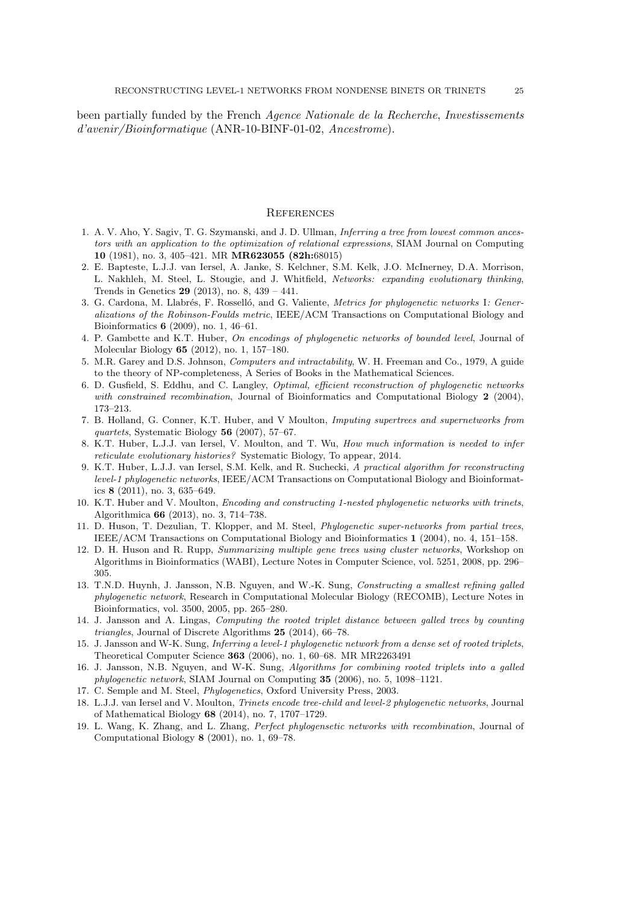been partially funded by the French *Agence Nationale de la Recherche*, *Investissements d'avenir/Bioinformatique* (ANR-10-BINF-01-02, *Ancestrome*).

## References

1. A. V. Aho, Y. Sagiv, T. G. Szymanski, and J. D. Ullman, *Inferring a tree from lowest common ancestors with an application to the optimization of relational expressions*, SIAM Journal on Computing **10** (1981), no. 3, 405–421. MR **MR623055 (82h:**68015)
2. E. Bapteste, L.J.J. van Iersel, A. Janke, S. Kelchner, S.M. Kelk, J.O. McInerney, D.A. Morrison, L. Nakhleh, M. Steel, L. Stougie, and J. Whitfield, *Networks: expanding evolutionary thinking*, Trends in Genetics **29** (2013), no. 8, 439 – 441.
3. G. Cardona, M. Llabrés, F. Rosselló, and G. Valiente, *Metrics for phylogenetic networks* I*: Generalizations of the Robinson-Foulds metric*, IEEE/ACM Transactions on Computational Biology and Bioinformatics **6** (2009), no. 1, 46–61.
4. P. Gambette and K.T. Huber, *On encodings of phylogenetic networks of bounded level*, Journal of Molecular Biology **65** (2012), no. 1, 157–180.
5. M.R. Garey and D.S. Johnson, *Computers and intractability*, W. H. Freeman and Co., 1979, A guide to the theory of NP-completeness, A Series of Books in the Mathematical Sciences.
6. D. Gusfield, S. Eddhu, and C. Langley, *Optimal, efficient reconstruction of phylogenetic networks with constrained recombination*, Journal of Bioinformatics and Computational Biology **2** (2004), 173–213.
7. B. Holland, G. Conner, K.T. Huber, and V Moulton, *Imputing supertrees and supernetworks from quartets*, Systematic Biology **56** (2007), 57–67.
8. K.T. Huber, L.J.J. van Iersel, V. Moulton, and T. Wu, *How much information is needed to infer reticulate evolutionary histories?* Systematic Biology, To appear, 2014.
9. K.T. Huber, L.J.J. van Iersel, S.M. Kelk, and R. Suchecki, *A practical algorithm for reconstructing level-1 phylogenetic networks*, IEEE/ACM Transactions on Computational Biology and Bioinformatics **8** (2011), no. 3, 635–649.
10. K.T. Huber and V. Moulton, *Encoding and constructing 1-nested phylogenetic networks with trinets*, Algorithmica **66** (2013), no. 3, 714–738.
11. D. Huson, T. Dezulian, T. Klopper, and M. Steel, *Phylogenetic super-networks from partial trees*, IEEE/ACM Transactions on Computational Biology and Bioinformatics **1** (2004), no. 4, 151–158.
12. D. H. Huson and R. Rupp, *Summarizing multiple gene trees using cluster networks*, Workshop on Algorithms in Bioinformatics (WABI), Lecture Notes in Computer Science, vol. 5251, 2008, pp. 296–305.
13. T.N.D. Huynh, J. Jansson, N.B. Nguyen, and W.-K. Sung, *Constructing a smallest refining galled phylogenetic network*, Research in Computational Molecular Biology (RECOMB), Lecture Notes in Bioinformatics, vol. 3500, 2005, pp. 265–280.
14. J. Jansson and A. Lingas, *Computing the rooted triplet distance between galled trees by counting triangles*, Journal of Discrete Algorithms **25** (2014), 66–78.
15. J. Jansson and W-K. Sung, *Inferring a level-1 phylogenetic network from a dense set of rooted triplets*, Theoretical Computer Science **363** (2006), no. 1, 60–68. MR MR2263491
16. J. Jansson, N.B. Nguyen, and W-K. Sung, *Algorithms for combining rooted triplets into a galled phylogenetic network*, SIAM Journal on Computing **35** (2006), no. 5, 1098–1121.
17. C. Semple and M. Steel, *Phylogenetics*, Oxford University Press, 2003.
18. L.J.J. van Iersel and V. Moulton, *Trinets encode tree-child and level-2 phylogenetic networks*, Journal of Mathematical Biology **68** (2014), no. 7, 1707–1729.
19. L. Wang, K. Zhang, and L. Zhang, *Perfect phylogensetic networks with recombination*, Journal of Computational Biology **8** (2001), no. 1, 69–78.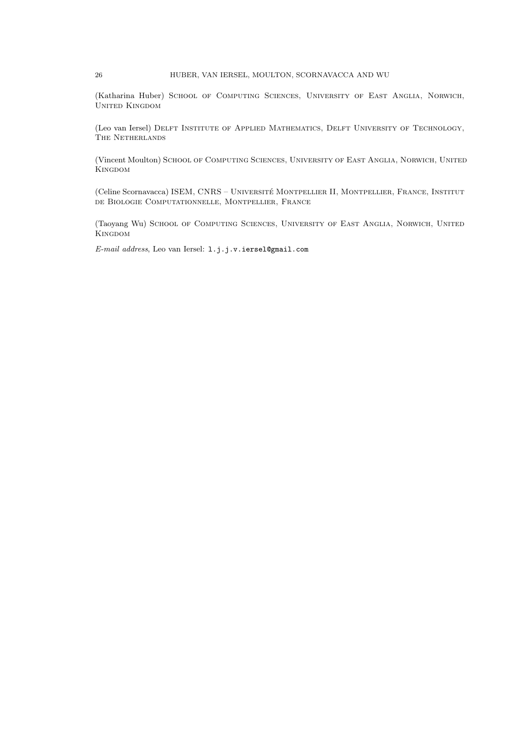(Katharina Huber) School of Computing Sciences, University of East Anglia, Norwich, United Kingdom

(Leo van Iersel) Delft Institute of Applied Mathematics, Delft University of Technology, The Netherlands

(Vincent Moulton) School of Computing Sciences, University of East Anglia, Norwich, United Kingdom

(Celine Scornavacca) ISEM, CNRS – Université Montpellier II, Montpellier, France, Institut de Biologie Computationnelle, Montpellier, France

(Taoyang Wu) School of Computing Sciences, University of East Anglia, Norwich, United Kingdom

*E-mail address*, Leo van Iersel: `l.j.j.v.iersel@gmail.com`